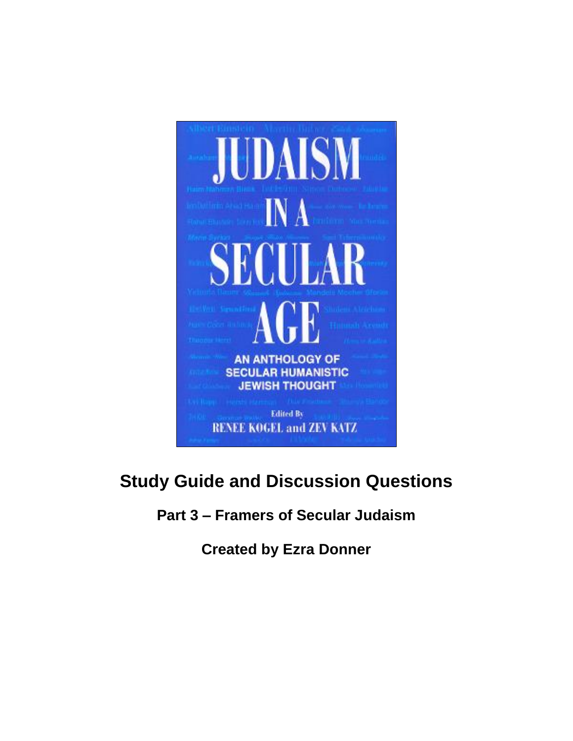# Study Guide and Discussion Questions

## Part 3 – Framers of Secular Judaism

### Created by Ezra Donner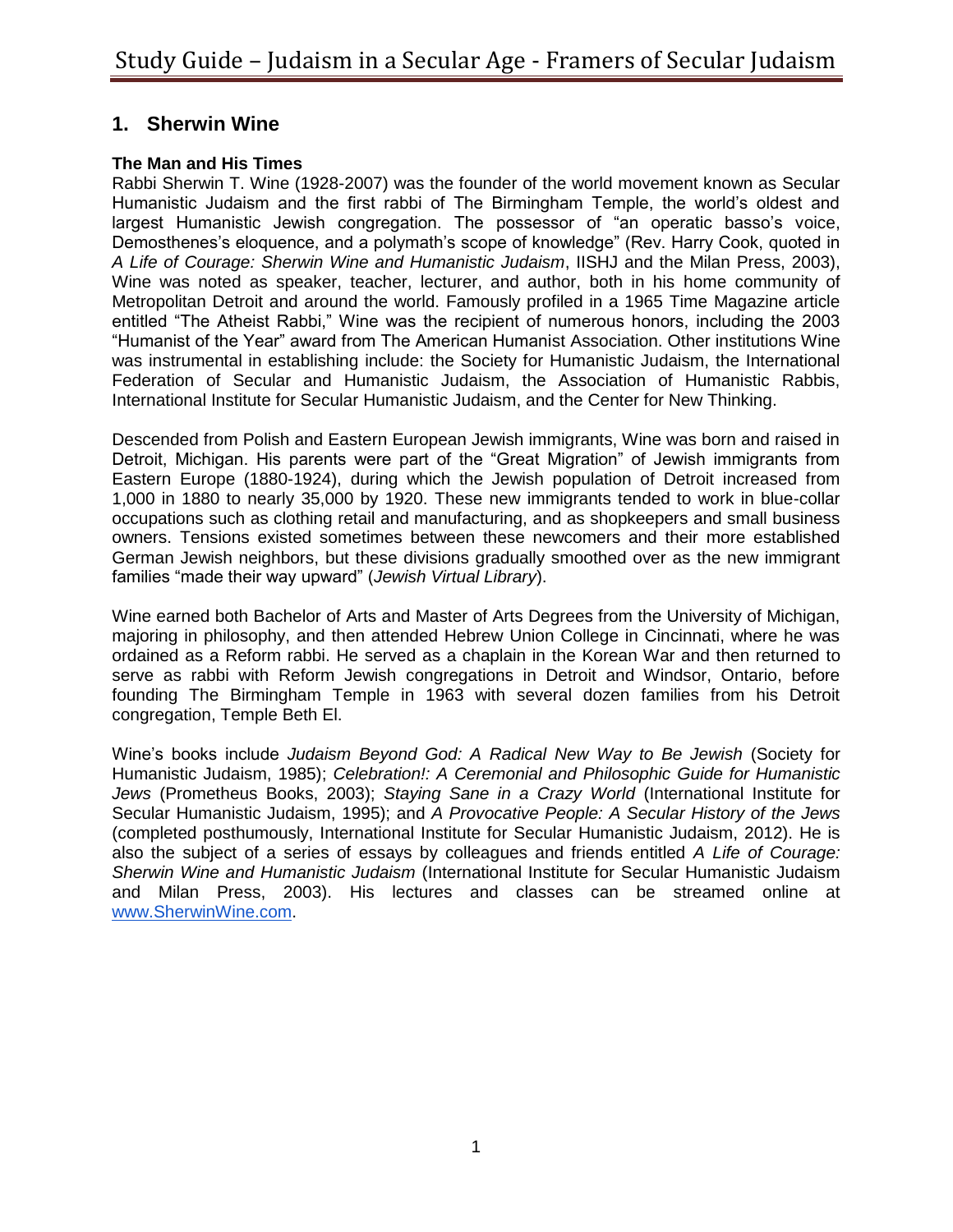## 1. Sherwin Wine

### The Man and His Times

Rabbi Sherwin T. Wine (1928-2007) was the founder of the world movement known as Secular Humanistic Judaism and the first rabbi of The Birmingham Temple, the world's oldest and largest Humanistic Jewish congregation. The possessor of "an operatic basso's voice, Demosthenes's eloquence, and a polymath's scope of knowledge" (Rev. Harry Cook, quoted in *A Life of Courage: Sherwin Wine and Humanistic Judaism*, IISHJ and the Milan Press, 2003), Wine was noted as speaker, teacher, lecturer, and author, both in his home community of Metropolitan Detroit and around the world. Famously profiled in a 1965 Time Magazine article entitled "The Atheist Rabbi," Wine was the recipient of numerous honors, including the 2003 "Humanist of the Year" award from The American Humanist Association. Other institutions Wine was instrumental in establishing include: the Society for Humanistic Judaism, the International Federation of Secular and Humanistic Judaism, the Association of Humanistic Rabbis, International Institute for Secular Humanistic Judaism, and the Center for New Thinking.

Descended from Polish and Eastern European Jewish immigrants, Wine was born and raised in Detroit, Michigan. His parents were part of the "Great Migration" of Jewish immigrants from Eastern Europe (1880-1924), during which the Jewish population of Detroit increased from 1,000 in 1880 to nearly 35,000 by 1920. These new immigrants tended to work in blue-collar occupations such as clothing retail and manufacturing, and as shopkeepers and small business owners. Tensions existed sometimes between these newcomers and their more established German Jewish neighbors, but these divisions gradually smoothed over as the new immigrant families "made their way upward" (*Jewish Virtual Library*).

Wine earned both Bachelor of Arts and Master of Arts Degrees from the University of Michigan, majoring in philosophy, and then attended Hebrew Union College in Cincinnati, where he was ordained as a Reform rabbi. He served as a chaplain in the Korean War and then returned to serve as rabbi with Reform Jewish congregations in Detroit and Windsor, Ontario, before founding The Birmingham Temple in 1963 with several dozen families from his Detroit congregation, Temple Beth El.

Wine's books include *Judaism Beyond God: A Radical New Way to Be Jewish* (Society for Humanistic Judaism, 1985); *Celebration!: A Ceremonial and Philosophic Guide for Humanistic Jews* (Prometheus Books, 2003); *Staying Sane in a Crazy World* (International Institute for Secular Humanistic Judaism, 1995); and *A Provocative People: A Secular History of the Jews* (completed posthumously, International Institute for Secular Humanistic Judaism, 2012). He is also the subject of a series of essays by colleagues and friends entitled *A Life of Courage: Sherwin Wine and Humanistic Judaism* (International Institute for Secular Humanistic Judaism and Milan Press, 2003). His lectures and classes can be streamed online at [www.SherwinWine.com](http://www.SherwinWine.com).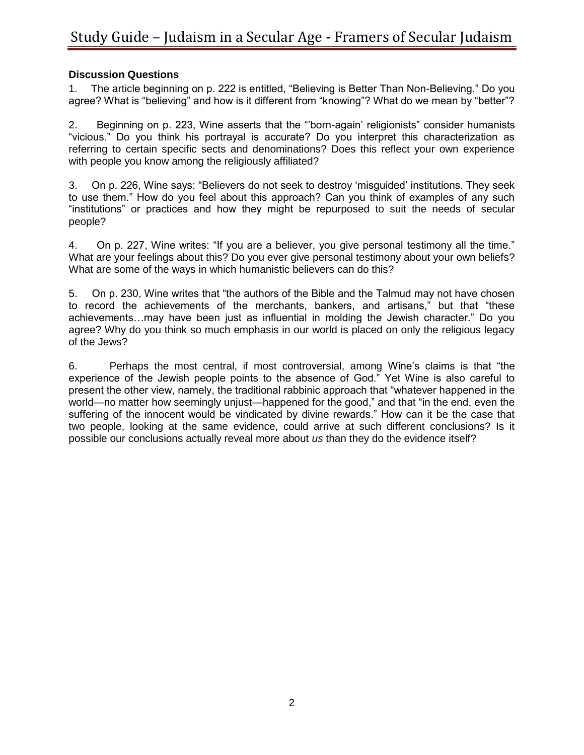**Discussion Questions**

1. The article beginning on p. 222 is entitled, "Believing is Better Than Non-Believing." Do you agree? What is "believing" and how is it different from "knowing"? What do we mean by "better"?

2. Beginning on p. 223, Wine asserts that the "'born-again' religionists" consider humanists "vicious." Do you think his portrayal is accurate? Do you interpret this characterization as referring to certain specific sects and denominations? Does this reflect your own experience with people you know among the religiously affiliated?

3. On p. 226, Wine says: "Believers do not seek to destroy 'misguided' institutions. They seek to use them." How do you feel about this approach? Can you think of examples of any such "institutions" or practices and how they might be repurposed to suit the needs of secular people?

4. On p. 227, Wine writes: "If you are a believer, you give personal testimony all the time." What are your feelings about this? Do you ever give personal testimony about your own beliefs? What are some of the ways in which humanistic believers can do this?

5. On p. 230, Wine writes that "the authors of the Bible and the Talmud may not have chosen to record the achievements of the merchants, bankers, and artisans," but that "these achievements…may have been just as influential in molding the Jewish character." Do you agree? Why do you think so much emphasis in our world is placed on only the religious legacy of the Jews?

6. Perhaps the most central, if most controversial, among Wine's claims is that "the experience of the Jewish people points to the absence of God." Yet Wine is also careful to present the other view, namely, the traditional rabbinic approach that "whatever happened in the world—no matter how seemingly unjust—happened for the good," and that "in the end, even the suffering of the innocent would be vindicated by divine rewards." How can it be the case that two people, looking at the same evidence, could arrive at such different conclusions? Is it possible our conclusions actually reveal more about *us* than they do the evidence itself?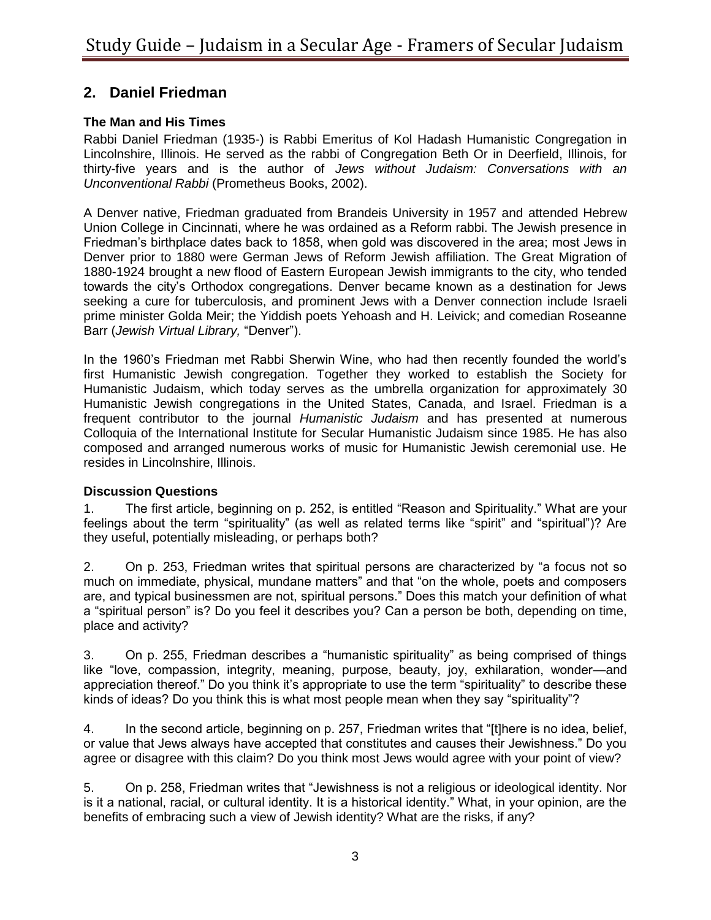## 2. Daniel Friedman

### The Man and His Times

Rabbi Daniel Friedman (1935-) is Rabbi Emeritus of Kol Hadash Humanistic Congregation in Lincolnshire, Illinois. He served as the rabbi of Congregation Beth Or in Deerfield, Illinois, for thirty-five years and is the author of *Jews without Judaism: Conversations with an Unconventional Rabbi* (Prometheus Books, 2002).

A Denver native, Friedman graduated from Brandeis University in 1957 and attended Hebrew Union College in Cincinnati, where he was ordained as a Reform rabbi. The Jewish presence in Friedman's birthplace dates back to 1858, when gold was discovered in the area; most Jews in Denver prior to 1880 were German Jews of Reform Jewish affiliation. The Great Migration of 1880-1924 brought a new flood of Eastern European Jewish immigrants to the city, who tended towards the city's Orthodox congregations. Denver became known as a destination for Jews seeking a cure for tuberculosis, and prominent Jews with a Denver connection include Israeli prime minister Golda Meir; the Yiddish poets Yehoash and H. Leivick; and comedian Roseanne Barr (*Jewish Virtual Library,* "Denver").

In the 1960's Friedman met Rabbi Sherwin Wine, who had then recently founded the world's first Humanistic Jewish congregation. Together they worked to establish the Society for Humanistic Judaism, which today serves as the umbrella organization for approximately 30 Humanistic Jewish congregations in the United States, Canada, and Israel. Friedman is a frequent contributor to the journal *Humanistic Judaism* and has presented at numerous Colloquia of the International Institute for Secular Humanistic Judaism since 1985. He has also composed and arranged numerous works of music for Humanistic Jewish ceremonial use. He resides in Lincolnshire, Illinois.

### Discussion Questions

1. The first article, beginning on p. 252, is entitled "Reason and Spirituality." What are your feelings about the term "spirituality" (as well as related terms like "spirit" and "spiritual")? Are they useful, potentially misleading, or perhaps both?

2. On p. 253, Friedman writes that spiritual persons are characterized by "a focus not so much on immediate, physical, mundane matters" and that "on the whole, poets and composers are, and typical businessmen are not, spiritual persons." Does this match your definition of what a "spiritual person" is? Do you feel it describes you? Can a person be both, depending on time, place and activity?

3. On p. 255, Friedman describes a "humanistic spirituality" as being comprised of things like "love, compassion, integrity, meaning, purpose, beauty, joy, exhilaration, wonder—and appreciation thereof." Do you think it's appropriate to use the term "spirituality" to describe these kinds of ideas? Do you think this is what most people mean when they say "spirituality"?

4. In the second article, beginning on p. 257, Friedman writes that "[t]here is no idea, belief, or value that Jews always have accepted that constitutes and causes their Jewishness." Do you agree or disagree with this claim? Do you think most Jews would agree with your point of view?

5. On p. 258, Friedman writes that "Jewishness is not a religious or ideological identity. Nor is it a national, racial, or cultural identity. It is a historical identity." What, in your opinion, are the benefits of embracing such a view of Jewish identity? What are the risks, if any?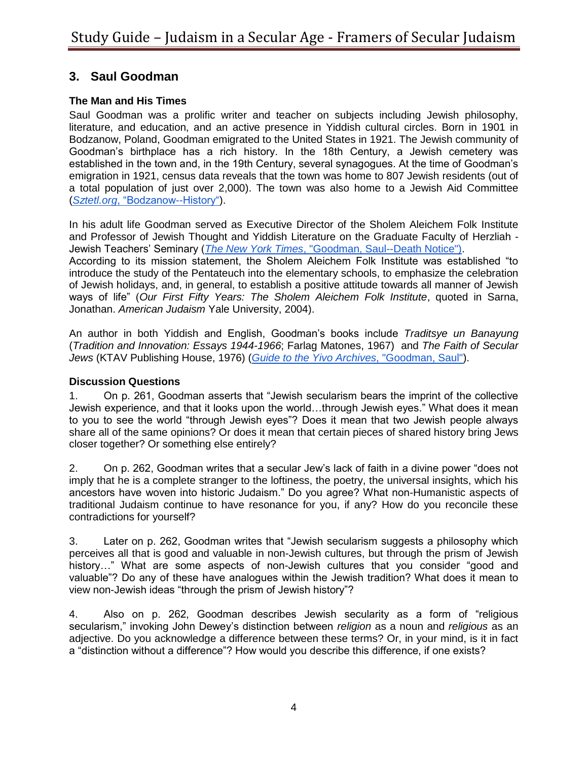## 3. Saul Goodman

### The Man and His Times

Saul Goodman was a prolific writer and teacher on subjects including Jewish philosophy, literature, and education, and an active presence in Yiddish cultural circles. Born in 1901 in Bodzanow, Poland, Goodman emigrated to the United States in 1921. The Jewish community of Goodman's birthplace has a rich history. In the 18th Century, a Jewish cemetery was established in the town and, in the 19th Century, several synagogues. At the time of Goodman's emigration in 1921, census data reveals that the town was home to 807 Jewish residents (out of a total population of just over 2,000). The town was also home to a Jewish Aid Committee (*Sztetl.org*, "Bodzanow--History").

In his adult life Goodman served as Executive Director of the Sholem Aleichem Folk Institute and Professor of Jewish Thought and Yiddish Literature on the Graduate Faculty of Herzliah - Jewish Teachers' Seminary (*The New York Times*, "Goodman, Saul--Death Notice").

According to its mission statement, the Sholem Aleichem Folk Institute was established "to introduce the study of the Pentateuch into the elementary schools, to emphasize the celebration of Jewish holidays, and, in general, to establish a positive attitude towards all manner of Jewish ways of life" (*Our First Fifty Years: The Sholem Aleichem Folk Institute*, quoted in Sarna, Jonathan. *American Judaism* Yale University, 2004).

An author in both Yiddish and English, Goodman's books include *Traditsye un Banayung* (*Tradition and Innovation: Essays 1944-1966*; Farlag Matones, 1967) and *The Faith of Secular Jews* (KTAV Publishing House, 1976) (*Guide to the Yivo Archives*, "Goodman, Saul").

### Discussion Questions

1. On p. 261, Goodman asserts that "Jewish secularism bears the imprint of the collective Jewish experience, and that it looks upon the world…through Jewish eyes." What does it mean to you to see the world "through Jewish eyes"? Does it mean that two Jewish people always share all of the same opinions? Or does it mean that certain pieces of shared history bring Jews closer together? Or something else entirely?

2. On p. 262, Goodman writes that a secular Jew's lack of faith in a divine power "does not imply that he is a complete stranger to the loftiness, the poetry, the universal insights, which his ancestors have woven into historic Judaism." Do you agree? What non-Humanistic aspects of traditional Judaism continue to have resonance for you, if any? How do you reconcile these contradictions for yourself?

3. Later on p. 262, Goodman writes that "Jewish secularism suggests a philosophy which perceives all that is good and valuable in non-Jewish cultures, but through the prism of Jewish history…" What are some aspects of non-Jewish cultures that you consider "good and valuable"? Do any of these have analogues within the Jewish tradition? What does it mean to view non-Jewish ideas "through the prism of Jewish history"?

4. Also on p. 262, Goodman describes Jewish secularity as a form of "religious secularism," invoking John Dewey's distinction between *religion* as a noun and *religious* as an adjective. Do you acknowledge a difference between these terms? Or, in your mind, is it in fact a "distinction without a difference"? How would you describe this difference, if one exists?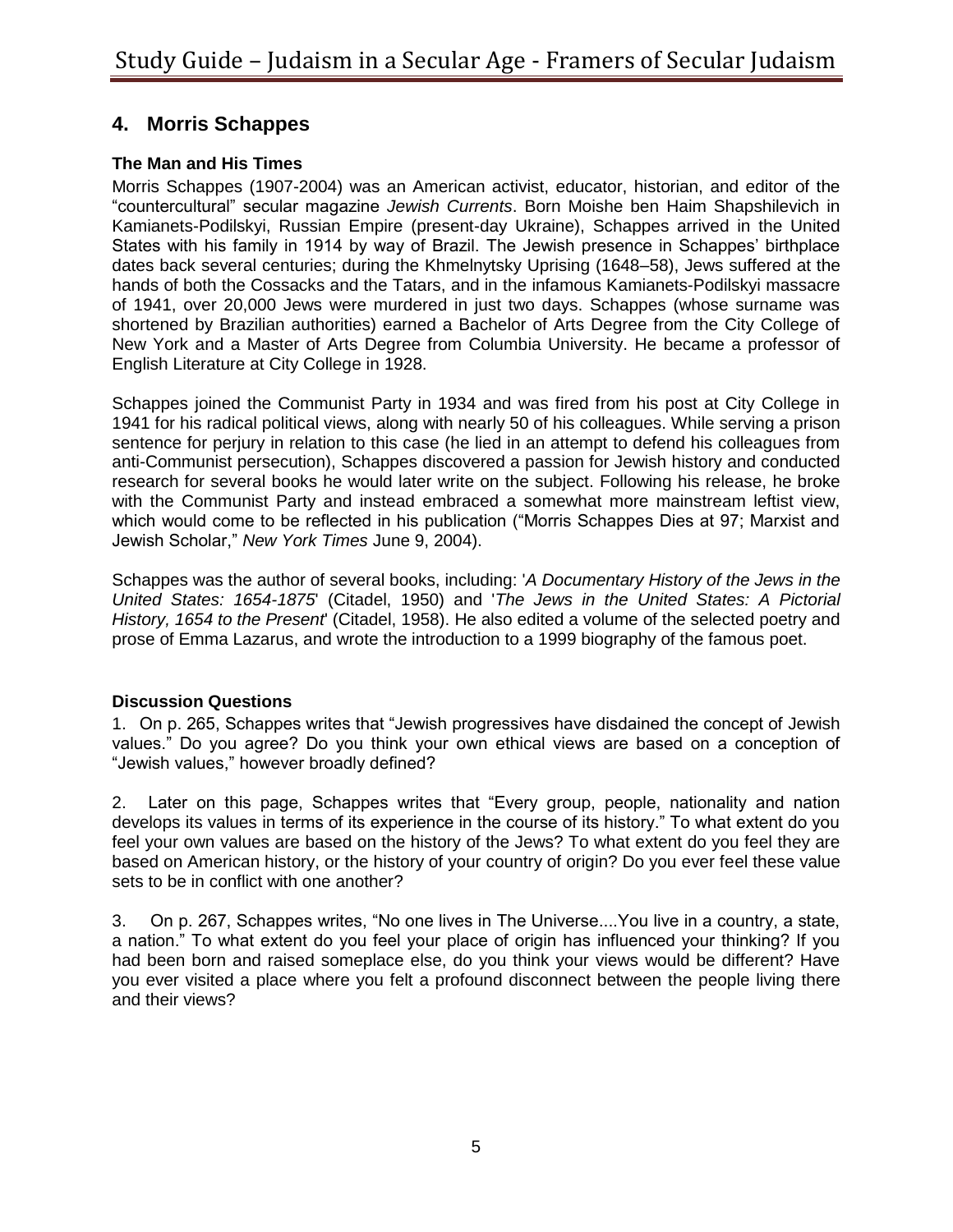## 4. Morris Schappes

### The Man and His Times

Morris Schappes (1907-2004) was an American activist, educator, historian, and editor of the "countercultural" secular magazine *Jewish Currents*. Born Moishe ben Haim Shapshilevich in Kamianets-Podilskyi, Russian Empire (present-day Ukraine), Schappes arrived in the United States with his family in 1914 by way of Brazil. The Jewish presence in Schappes' birthplace dates back several centuries; during the Khmelnytsky Uprising (1648–58), Jews suffered at the hands of both the Cossacks and the Tatars, and in the infamous Kamianets-Podilskyi massacre of 1941, over 20,000 Jews were murdered in just two days. Schappes (whose surname was shortened by Brazilian authorities) earned a Bachelor of Arts Degree from the City College of New York and a Master of Arts Degree from Columbia University. He became a professor of English Literature at City College in 1928.

Schappes joined the Communist Party in 1934 and was fired from his post at City College in 1941 for his radical political views, along with nearly 50 of his colleagues. While serving a prison sentence for perjury in relation to this case (he lied in an attempt to defend his colleagues from anti-Communist persecution), Schappes discovered a passion for Jewish history and conducted research for several books he would later write on the subject. Following his release, he broke with the Communist Party and instead embraced a somewhat more mainstream leftist view, which would come to be reflected in his publication ("Morris Schappes Dies at 97; Marxist and Jewish Scholar," *New York Times* June 9, 2004).

Schappes was the author of several books, including: '*A Documentary History of the Jews in the United States: 1654-1875*' (Citadel, 1950) and '*The Jews in the United States: A Pictorial History, 1654 to the Present*' (Citadel, 1958). He also edited a volume of the selected poetry and prose of Emma Lazarus, and wrote the introduction to a 1999 biography of the famous poet.

### Discussion Questions

1. On p. 265, Schappes writes that "Jewish progressives have disdained the concept of Jewish values." Do you agree? Do you think your own ethical views are based on a conception of "Jewish values," however broadly defined?

2. Later on this page, Schappes writes that "Every group, people, nationality and nation develops its values in terms of its experience in the course of its history." To what extent do you feel your own values are based on the history of the Jews? To what extent do you feel they are based on American history, or the history of your country of origin? Do you ever feel these value sets to be in conflict with one another?

3. On p. 267, Schappes writes, "No one lives in The Universe....You live in a country, a state, a nation." To what extent do you feel your place of origin has influenced your thinking? If you had been born and raised someplace else, do you think your views would be different? Have you ever visited a place where you felt a profound disconnect between the people living there and their views?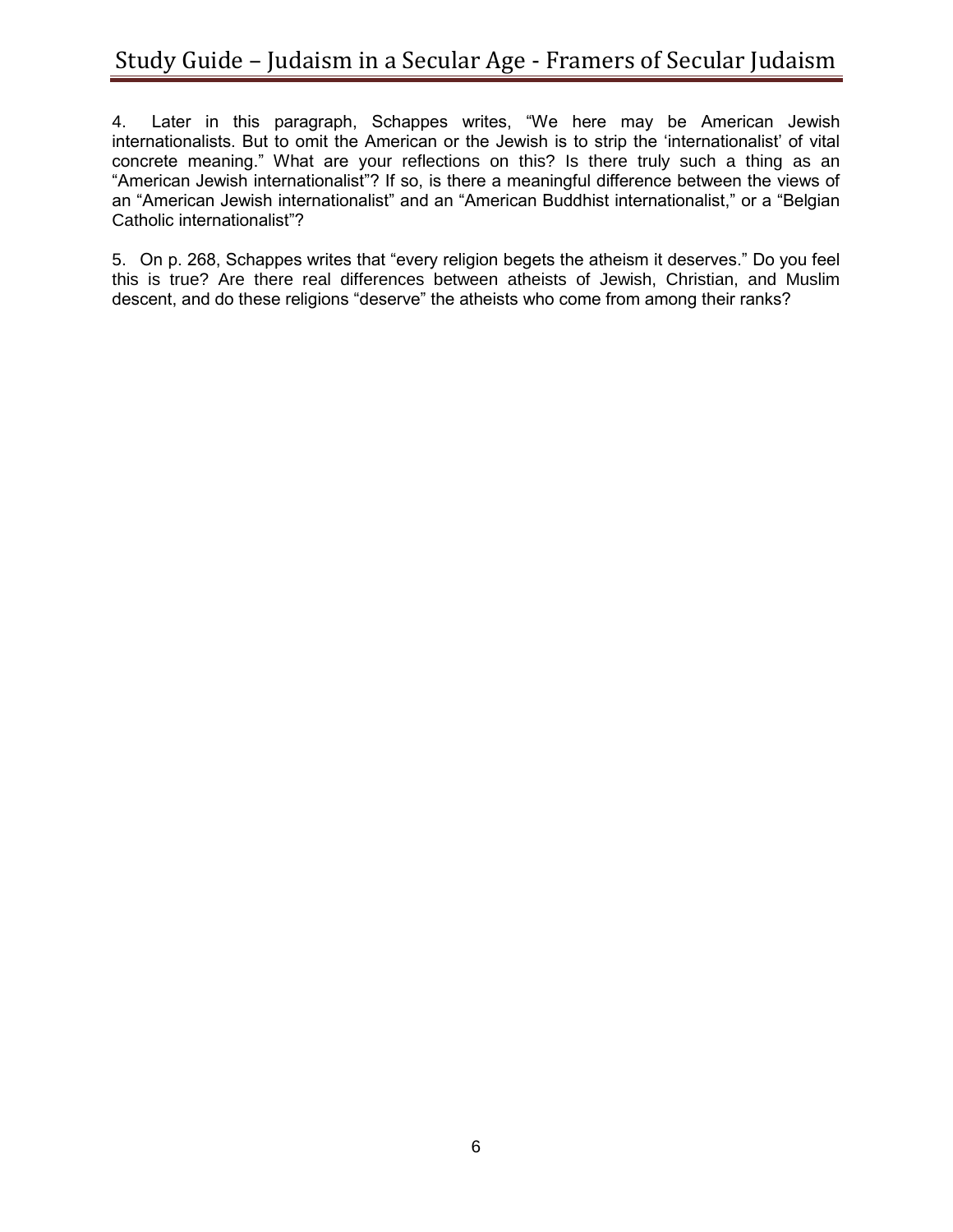4. Later in this paragraph, Schappes writes, “We here may be American Jewish internationalists. But to omit the American or the Jewish is to strip the ‘internationalist’ of vital concrete meaning.” What are your reflections on this? Is there truly such a thing as an “American Jewish internationalist”? If so, is there a meaningful difference between the views of an “American Jewish internationalist” and an “American Buddhist internationalist,” or a “Belgian Catholic internationalist”?

5. On p. 268, Schappes writes that “every religion begets the atheism it deserves.” Do you feel this is true? Are there real differences between atheists of Jewish, Christian, and Muslim descent, and do these religions “deserve” the atheists who come from among their ranks?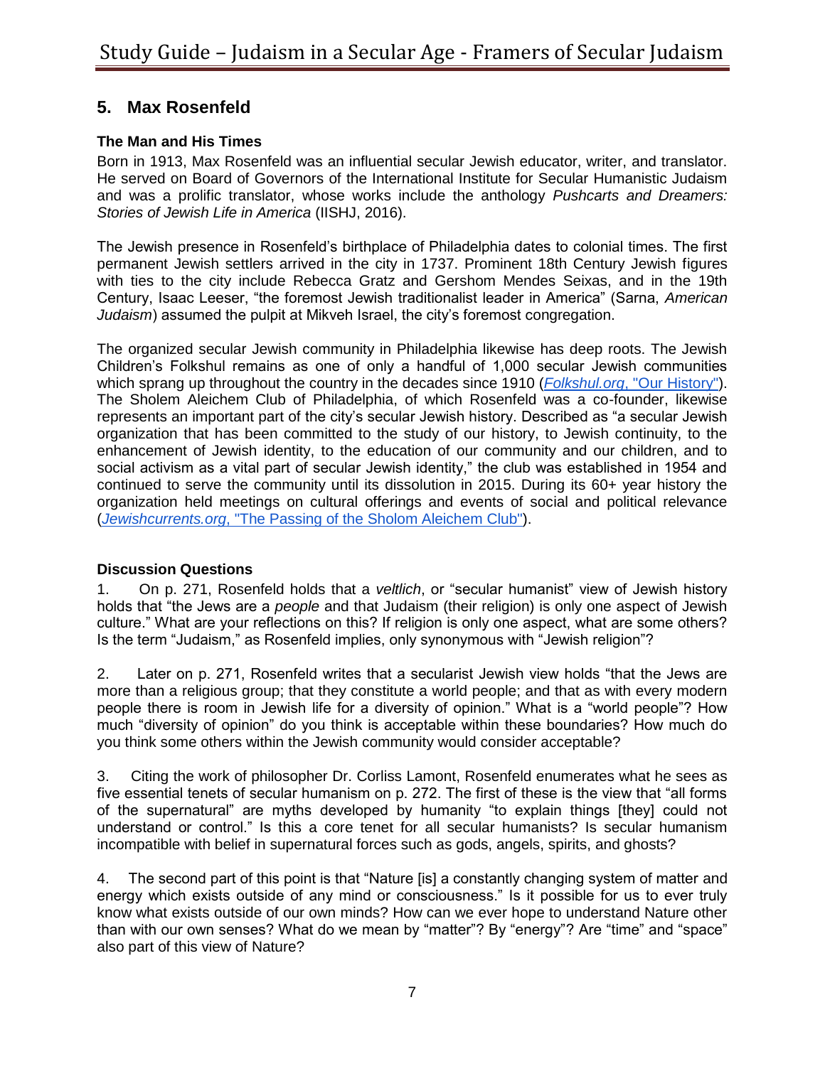## 5. Max Rosenfeld

### The Man and His Times

Born in 1913, Max Rosenfeld was an influential secular Jewish educator, writer, and translator. He served on Board of Governors of the International Institute for Secular Humanistic Judaism and was a prolific translator, whose works include the anthology *Pushcarts and Dreamers: Stories of Jewish Life in America* (IISHJ, 2016).

The Jewish presence in Rosenfeld's birthplace of Philadelphia dates to colonial times. The first permanent Jewish settlers arrived in the city in 1737. Prominent 18th Century Jewish figures with ties to the city include Rebecca Gratz and Gershom Mendes Seixas, and in the 19th Century, Isaac Leeser, "the foremost Jewish traditionalist leader in America" (Sarna, *American Judaism*) assumed the pulpit at Mikveh Israel, the city's foremost congregation.

The organized secular Jewish community in Philadelphia likewise has deep roots. The Jewish Children's Folkshul remains as one of only a handful of 1,000 secular Jewish communities which sprang up throughout the country in the decades since 1910 (*Folkshul.org*, "Our History"). The Sholem Aleichem Club of Philadelphia, of which Rosenfeld was a co-founder, likewise represents an important part of the city's secular Jewish history. Described as "a secular Jewish organization that has been committed to the study of our history, to Jewish continuity, to the enhancement of Jewish identity, to the education of our community and our children, and to social activism as a vital part of secular Jewish identity," the club was established in 1954 and continued to serve the community until its dissolution in 2015. During its 60+ year history the organization held meetings on cultural offerings and events of social and political relevance (*Jewishcurrents.org*, "The Passing of the Sholom Aleichem Club").

### Discussion Questions

1. On p. 271, Rosenfeld holds that a *veltlich*, or "secular humanist" view of Jewish history holds that "the Jews are a *people* and that Judaism (their religion) is only one aspect of Jewish culture." What are your reflections on this? If religion is only one aspect, what are some others? Is the term "Judaism," as Rosenfeld implies, only synonymous with "Jewish religion"?

2. Later on p. 271, Rosenfeld writes that a secularist Jewish view holds "that the Jews are more than a religious group; that they constitute a world people; and that as with every modern people there is room in Jewish life for a diversity of opinion." What is a "world people"? How much "diversity of opinion" do you think is acceptable within these boundaries? How much do you think some others within the Jewish community would consider acceptable?

3. Citing the work of philosopher Dr. Corliss Lamont, Rosenfeld enumerates what he sees as five essential tenets of secular humanism on p. 272. The first of these is the view that "all forms of the supernatural" are myths developed by humanity "to explain things [they] could not understand or control." Is this a core tenet for all secular humanists? Is secular humanism incompatible with belief in supernatural forces such as gods, angels, spirits, and ghosts?

4. The second part of this point is that "Nature [is] a constantly changing system of matter and energy which exists outside of any mind or consciousness." Is it possible for us to ever truly know what exists outside of our own minds? How can we ever hope to understand Nature other than with our own senses? What do we mean by "matter"? By "energy"? Are "time" and "space" also part of this view of Nature?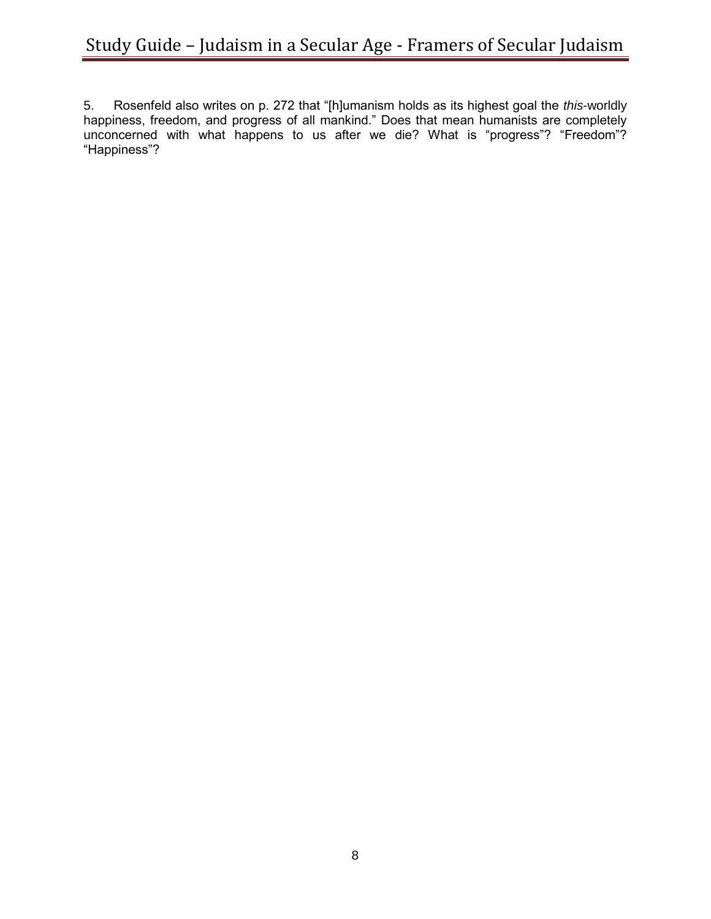5. Rosenfeld also writes on p. 272 that "[h]umanism holds as its highest goal the *this*-worldly happiness, freedom, and progress of all mankind." Does that mean humanists are completely unconcerned with what happens to us after we die? What is "progress"? "Freedom"? "Happiness"?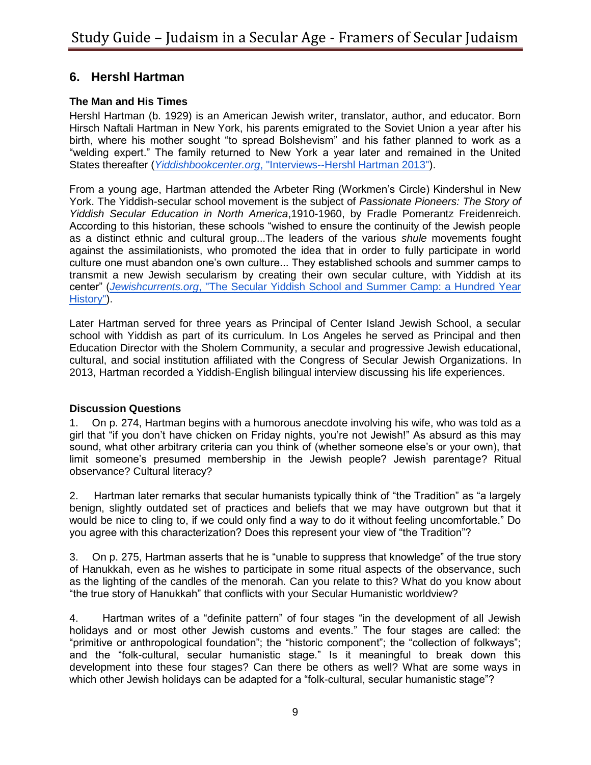## 6. Hershl Hartman

### The Man and His Times

Hershl Hartman (b. 1929) is an American Jewish writer, translator, author, and educator. Born Hirsch Naftali Hartman in New York, his parents emigrated to the Soviet Union a year after his birth, where his mother sought "to spread Bolshevism" and his father planned to work as a "welding expert." The family returned to New York a year later and remained in the United States thereafter (*Yiddishbookcenter.org*, "Interviews--Hershl Hartman 2013").

From a young age, Hartman attended the Arbeter Ring (Workmen's Circle) Kindershul in New York. The Yiddish-secular school movement is the subject of *Passionate Pioneers: The Story of Yiddish Secular Education in North America*,1910-1960, by Fradle Pomerantz Freidenreich. According to this historian, these schools "wished to ensure the continuity of the Jewish people as a distinct ethnic and cultural group...The leaders of the various *shule* movements fought against the assimilationists, who promoted the idea that in order to fully participate in world culture one must abandon one's own culture... They established schools and summer camps to transmit a new Jewish secularism by creating their own secular culture, with Yiddish at its center" (*Jewishcurrents.org*, "The Secular Yiddish School and Summer Camp: a Hundred Year History").

Later Hartman served for three years as Principal of Center Island Jewish School, a secular school with Yiddish as part of its curriculum. In Los Angeles he served as Principal and then Education Director with the Sholem Community, a secular and progressive Jewish educational, cultural, and social institution affiliated with the Congress of Secular Jewish Organizations. In 2013, Hartman recorded a Yiddish-English bilingual interview discussing his life experiences.

### Discussion Questions

1. On p. 274, Hartman begins with a humorous anecdote involving his wife, who was told as a girl that "if you don't have chicken on Friday nights, you're not Jewish!" As absurd as this may sound, what other arbitrary criteria can you think of (whether someone else's or your own), that limit someone's presumed membership in the Jewish people? Jewish parentage? Ritual observance? Cultural literacy?

2. Hartman later remarks that secular humanists typically think of "the Tradition" as "a largely benign, slightly outdated set of practices and beliefs that we may have outgrown but that it would be nice to cling to, if we could only find a way to do it without feeling uncomfortable." Do you agree with this characterization? Does this represent your view of "the Tradition"?

3. On p. 275, Hartman asserts that he is "unable to suppress that knowledge" of the true story of Hanukkah, even as he wishes to participate in some ritual aspects of the observance, such as the lighting of the candles of the menorah. Can you relate to this? What do you know about "the true story of Hanukkah" that conflicts with your Secular Humanistic worldview?

4. Hartman writes of a "definite pattern" of four stages "in the development of all Jewish holidays and or most other Jewish customs and events." The four stages are called: the "primitive or anthropological foundation"; the "historic component"; the "collection of folkways"; and the "folk-cultural, secular humanistic stage." Is it meaningful to break down this development into these four stages? Can there be others as well? What are some ways in which other Jewish holidays can be adapted for a "folk-cultural, secular humanistic stage"?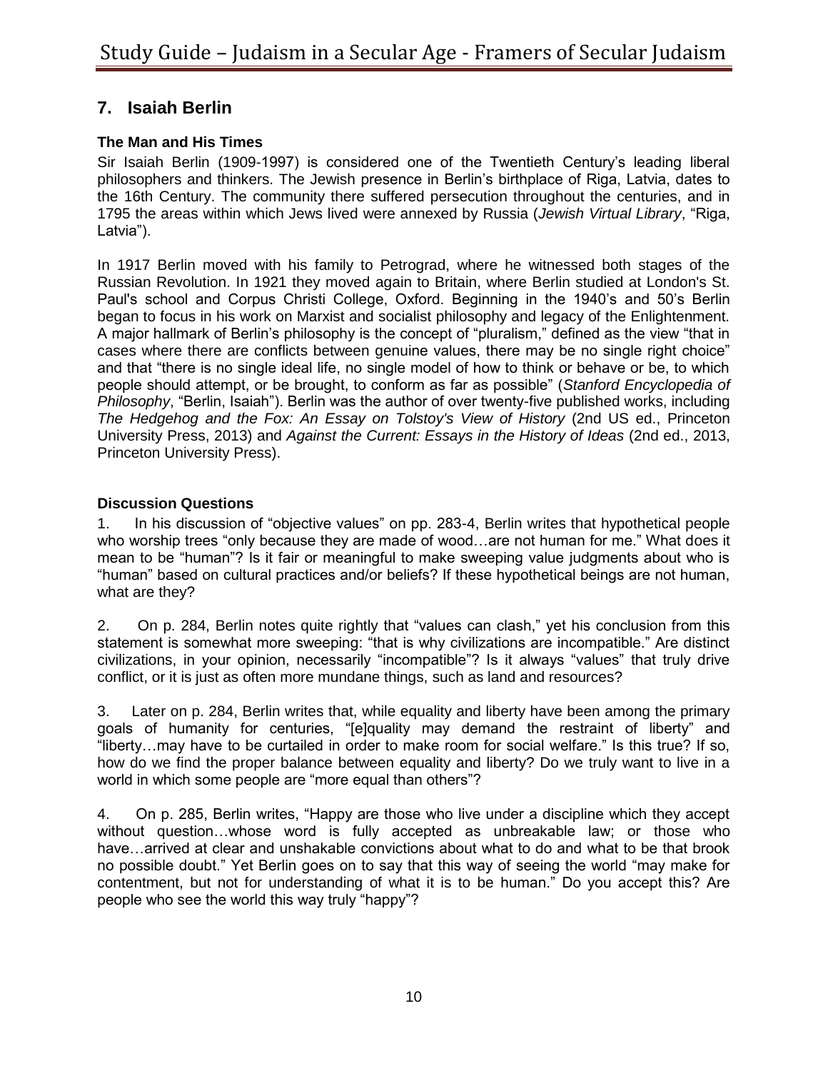## 7. Isaiah Berlin

### The Man and His Times

Sir Isaiah Berlin (1909-1997) is considered one of the Twentieth Century's leading liberal philosophers and thinkers. The Jewish presence in Berlin's birthplace of Riga, Latvia, dates to the 16th Century. The community there suffered persecution throughout the centuries, and in 1795 the areas within which Jews lived were annexed by Russia (*Jewish Virtual Library*, "Riga, Latvia").

In 1917 Berlin moved with his family to Petrograd, where he witnessed both stages of the Russian Revolution. In 1921 they moved again to Britain, where Berlin studied at London's St. Paul's school and Corpus Christi College, Oxford. Beginning in the 1940's and 50's Berlin began to focus in his work on Marxist and socialist philosophy and legacy of the Enlightenment. A major hallmark of Berlin's philosophy is the concept of "pluralism," defined as the view "that in cases where there are conflicts between genuine values, there may be no single right choice" and that "there is no single ideal life, no single model of how to think or behave or be, to which people should attempt, or be brought, to conform as far as possible" (*Stanford Encyclopedia of Philosophy*, "Berlin, Isaiah"). Berlin was the author of over twenty-five published works, including *The Hedgehog and the Fox: An Essay on Tolstoy's View of History* (2nd US ed., Princeton University Press, 2013) and *Against the Current: Essays in the History of Ideas* (2nd ed., 2013, Princeton University Press).

### Discussion Questions

1. In his discussion of "objective values" on pp. 283-4, Berlin writes that hypothetical people who worship trees "only because they are made of wood…are not human for me." What does it mean to be "human"? Is it fair or meaningful to make sweeping value judgments about who is "human" based on cultural practices and/or beliefs? If these hypothetical beings are not human, what are they?

2. On p. 284, Berlin notes quite rightly that "values can clash," yet his conclusion from this statement is somewhat more sweeping: "that is why civilizations are incompatible." Are distinct civilizations, in your opinion, necessarily "incompatible"? Is it always "values" that truly drive conflict, or it is just as often more mundane things, such as land and resources?

3. Later on p. 284, Berlin writes that, while equality and liberty have been among the primary goals of humanity for centuries, "[e]quality may demand the restraint of liberty" and "liberty…may have to be curtailed in order to make room for social welfare." Is this true? If so, how do we find the proper balance between equality and liberty? Do we truly want to live in a world in which some people are "more equal than others"?

4. On p. 285, Berlin writes, "Happy are those who live under a discipline which they accept without question…whose word is fully accepted as unbreakable law; or those who have…arrived at clear and unshakable convictions about what to do and what to be that brook no possible doubt." Yet Berlin goes on to say that this way of seeing the world "may make for contentment, but not for understanding of what it is to be human." Do you accept this? Are people who see the world this way truly "happy"?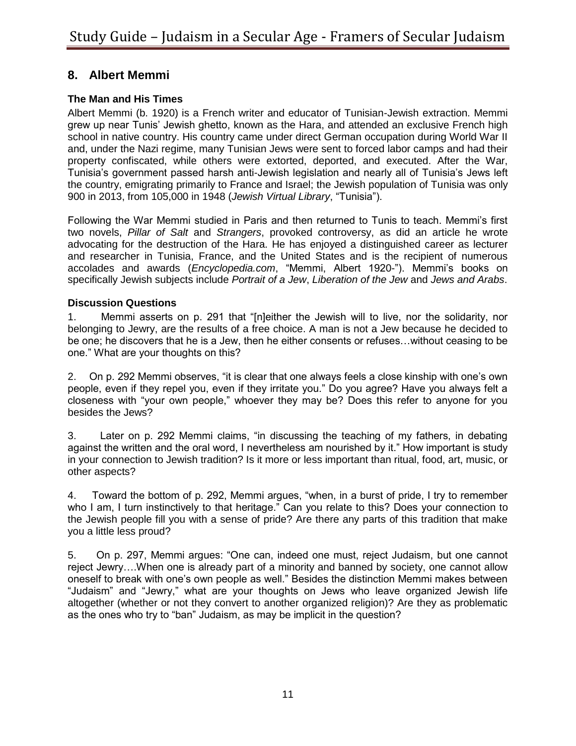## 8. Albert Memmi

### The Man and His Times

Albert Memmi (b. 1920) is a French writer and educator of Tunisian-Jewish extraction. Memmi grew up near Tunis' Jewish ghetto, known as the Hara, and attended an exclusive French high school in native country. His country came under direct German occupation during World War II and, under the Nazi regime, many Tunisian Jews were sent to forced labor camps and had their property confiscated, while others were extorted, deported, and executed. After the War, Tunisia's government passed harsh anti-Jewish legislation and nearly all of Tunisia's Jews left the country, emigrating primarily to France and Israel; the Jewish population of Tunisia was only 900 in 2013, from 105,000 in 1948 (*Jewish Virtual Library*, "Tunisia").

Following the War Memmi studied in Paris and then returned to Tunis to teach. Memmi's first two novels, *Pillar of Salt* and *Strangers*, provoked controversy, as did an article he wrote advocating for the destruction of the Hara. He has enjoyed a distinguished career as lecturer and researcher in Tunisia, France, and the United States and is the recipient of numerous accolades and awards (*Encyclopedia.com*, "Memmi, Albert 1920-"). Memmi's books on specifically Jewish subjects include *Portrait of a Jew*, *Liberation of the Jew* and *Jews and Arabs*.

### Discussion Questions

1. Memmi asserts on p. 291 that "[n]either the Jewish will to live, nor the solidarity, nor belonging to Jewry, are the results of a free choice. A man is not a Jew because he decided to be one; he discovers that he is a Jew, then he either consents or refuses…without ceasing to be one." What are your thoughts on this?

2. On p. 292 Memmi observes, "it is clear that one always feels a close kinship with one's own people, even if they repel you, even if they irritate you." Do you agree? Have you always felt a closeness with "your own people," whoever they may be? Does this refer to anyone for you besides the Jews?

3. Later on p. 292 Memmi claims, "in discussing the teaching of my fathers, in debating against the written and the oral word, I nevertheless am nourished by it." How important is study in your connection to Jewish tradition? Is it more or less important than ritual, food, art, music, or other aspects?

4. Toward the bottom of p. 292, Memmi argues, "when, in a burst of pride, I try to remember who I am, I turn instinctively to that heritage." Can you relate to this? Does your connection to the Jewish people fill you with a sense of pride? Are there any parts of this tradition that make you a little less proud?

5. On p. 297, Memmi argues: "One can, indeed one must, reject Judaism, but one cannot reject Jewry….When one is already part of a minority and banned by society, one cannot allow oneself to break with one's own people as well." Besides the distinction Memmi makes between "Judaism" and "Jewry," what are your thoughts on Jews who leave organized Jewish life altogether (whether or not they convert to another organized religion)? Are they as problematic as the ones who try to "ban" Judaism, as may be implicit in the question?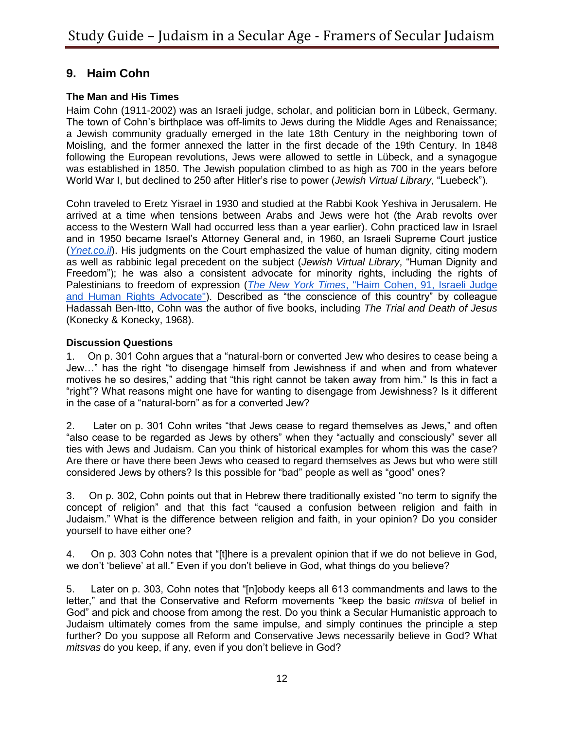## 9. Haim Cohn

### The Man and His Times

Haim Cohn (1911-2002) was an Israeli judge, scholar, and politician born in Lübeck, Germany. The town of Cohn's birthplace was off-limits to Jews during the Middle Ages and Renaissance; a Jewish community gradually emerged in the late 18th Century in the neighboring town of Moisling, and the former annexed the latter in the first decade of the 19th Century. In 1848 following the European revolutions, Jews were allowed to settle in Lübeck, and a synagogue was established in 1850. The Jewish population climbed to as high as 700 in the years before World War I, but declined to 250 after Hitler's rise to power (*Jewish Virtual Library*, "Luebeck").

Cohn traveled to Eretz Yisrael in 1930 and studied at the Rabbi Kook Yeshiva in Jerusalem. He arrived at a time when tensions between Arabs and Jews were hot (the Arab revolts over access to the Western Wall had occurred less than a year earlier). Cohn practiced law in Israel and in 1950 became Israel's Attorney General and, in 1960, an Israeli Supreme Court justice (*Ynet.co.il*). His judgments on the Court emphasized the value of human dignity, citing modern as well as rabbinic legal precedent on the subject (*Jewish Virtual Library*, "Human Dignity and Freedom"); he was also a consistent advocate for minority rights, including the rights of Palestinians to freedom of expression (*The New York Times*, "Haim Cohen, 91, Israeli Judge and Human Rights Advocate"). Described as "the conscience of this country" by colleague Hadassah Ben-Itto, Cohn was the author of five books, including *The Trial and Death of Jesus* (Konecky & Konecky, 1968).

### Discussion Questions

1. On p. 301 Cohn argues that a "natural-born or converted Jew who desires to cease being a Jew…" has the right "to disengage himself from Jewishness if and when and from whatever motives he so desires," adding that "this right cannot be taken away from him." Is this in fact a "right"? What reasons might one have for wanting to disengage from Jewishness? Is it different in the case of a "natural-born" as for a converted Jew?

2. Later on p. 301 Cohn writes "that Jews cease to regard themselves as Jews," and often "also cease to be regarded as Jews by others" when they "actually and consciously" sever all ties with Jews and Judaism. Can you think of historical examples for whom this was the case? Are there or have there been Jews who ceased to regard themselves as Jews but who were still considered Jews by others? Is this possible for "bad" people as well as "good" ones?

3. On p. 302, Cohn points out that in Hebrew there traditionally existed "no term to signify the concept of religion" and that this fact "caused a confusion between religion and faith in Judaism." What is the difference between religion and faith, in your opinion? Do you consider yourself to have either one?

4. On p. 303 Cohn notes that "[t]here is a prevalent opinion that if we do not believe in God, we don't 'believe' at all." Even if you don't believe in God, what things do you believe?

5. Later on p. 303, Cohn notes that "[n]obody keeps all 613 commandments and laws to the letter," and that the Conservative and Reform movements "keep the basic *mitsva* of belief in God" and pick and choose from among the rest. Do you think a Secular Humanistic approach to Judaism ultimately comes from the same impulse, and simply continues the principle a step further? Do you suppose all Reform and Conservative Jews necessarily believe in God? What *mitsvas* do you keep, if any, even if you don't believe in God?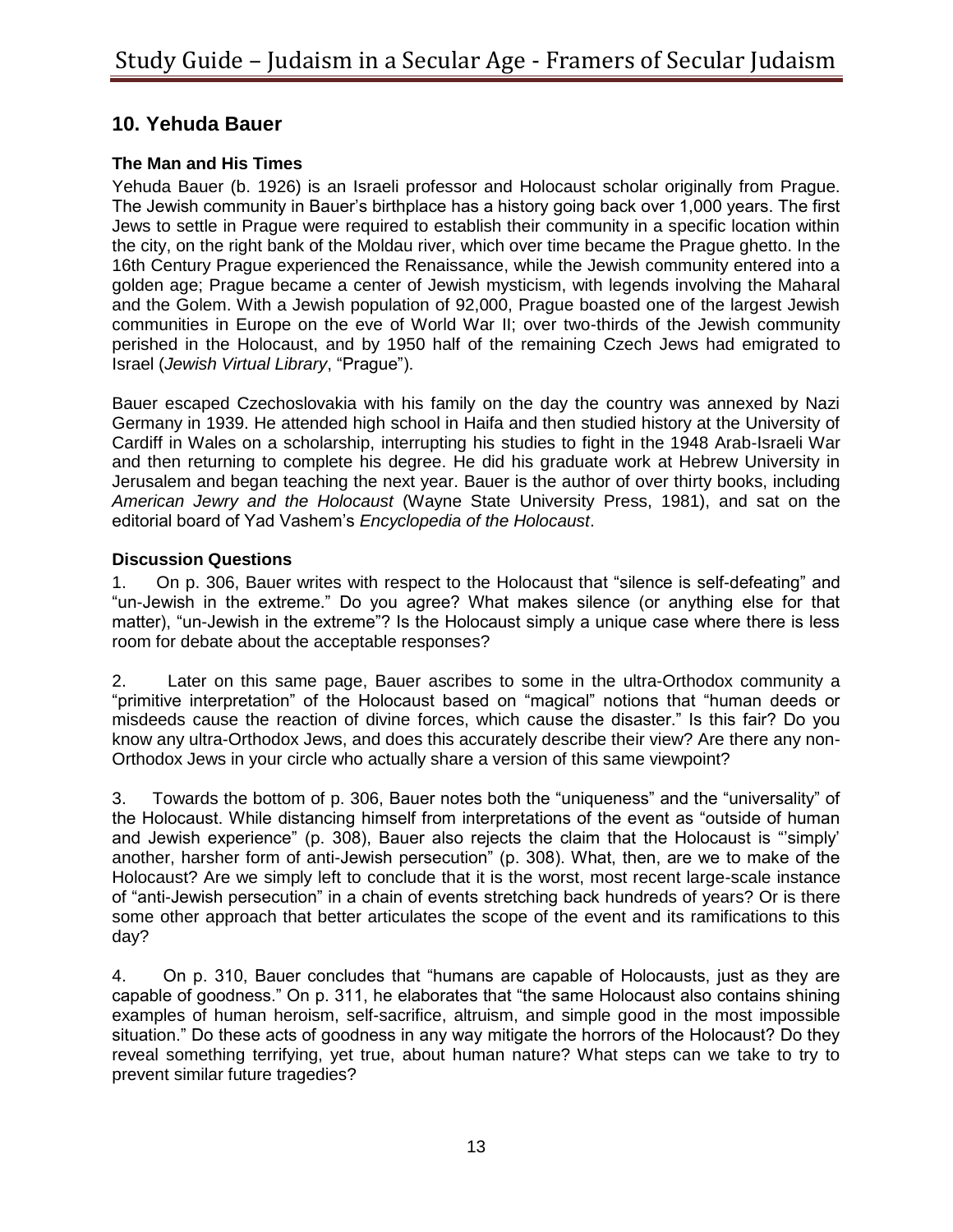## 10. Yehuda Bauer

### The Man and His Times

Yehuda Bauer (b. 1926) is an Israeli professor and Holocaust scholar originally from Prague. The Jewish community in Bauer's birthplace has a history going back over 1,000 years. The first Jews to settle in Prague were required to establish their community in a specific location within the city, on the right bank of the Moldau river, which over time became the Prague ghetto. In the 16th Century Prague experienced the Renaissance, while the Jewish community entered into a golden age; Prague became a center of Jewish mysticism, with legends involving the Maharal and the Golem. With a Jewish population of 92,000, Prague boasted one of the largest Jewish communities in Europe on the eve of World War II; over two-thirds of the Jewish community perished in the Holocaust, and by 1950 half of the remaining Czech Jews had emigrated to Israel (*Jewish Virtual Library*, "Prague").

Bauer escaped Czechoslovakia with his family on the day the country was annexed by Nazi Germany in 1939. He attended high school in Haifa and then studied history at the University of Cardiff in Wales on a scholarship, interrupting his studies to fight in the 1948 Arab-Israeli War and then returning to complete his degree. He did his graduate work at Hebrew University in Jerusalem and began teaching the next year. Bauer is the author of over thirty books, including *American Jewry and the Holocaust* (Wayne State University Press, 1981), and sat on the editorial board of Yad Vashem's *Encyclopedia of the Holocaust*.

### Discussion Questions

1. On p. 306, Bauer writes with respect to the Holocaust that "silence is self-defeating" and "un-Jewish in the extreme." Do you agree? What makes silence (or anything else for that matter), "un-Jewish in the extreme"? Is the Holocaust simply a unique case where there is less room for debate about the acceptable responses?

2. Later on this same page, Bauer ascribes to some in the ultra-Orthodox community a "primitive interpretation" of the Holocaust based on "magical" notions that "human deeds or misdeeds cause the reaction of divine forces, which cause the disaster." Is this fair? Do you know any ultra-Orthodox Jews, and does this accurately describe their view? Are there any non-Orthodox Jews in your circle who actually share a version of this same viewpoint?

3. Towards the bottom of p. 306, Bauer notes both the "uniqueness" and the "universality" of the Holocaust. While distancing himself from interpretations of the event as "outside of human and Jewish experience" (p. 308), Bauer also rejects the claim that the Holocaust is "'simply' another, harsher form of anti-Jewish persecution" (p. 308). What, then, are we to make of the Holocaust? Are we simply left to conclude that it is the worst, most recent large-scale instance of "anti-Jewish persecution" in a chain of events stretching back hundreds of years? Or is there some other approach that better articulates the scope of the event and its ramifications to this day?

4. On p. 310, Bauer concludes that "humans are capable of Holocausts, just as they are capable of goodness." On p. 311, he elaborates that "the same Holocaust also contains shining examples of human heroism, self-sacrifice, altruism, and simple good in the most impossible situation." Do these acts of goodness in any way mitigate the horrors of the Holocaust? Do they reveal something terrifying, yet true, about human nature? What steps can we take to try to prevent similar future tragedies?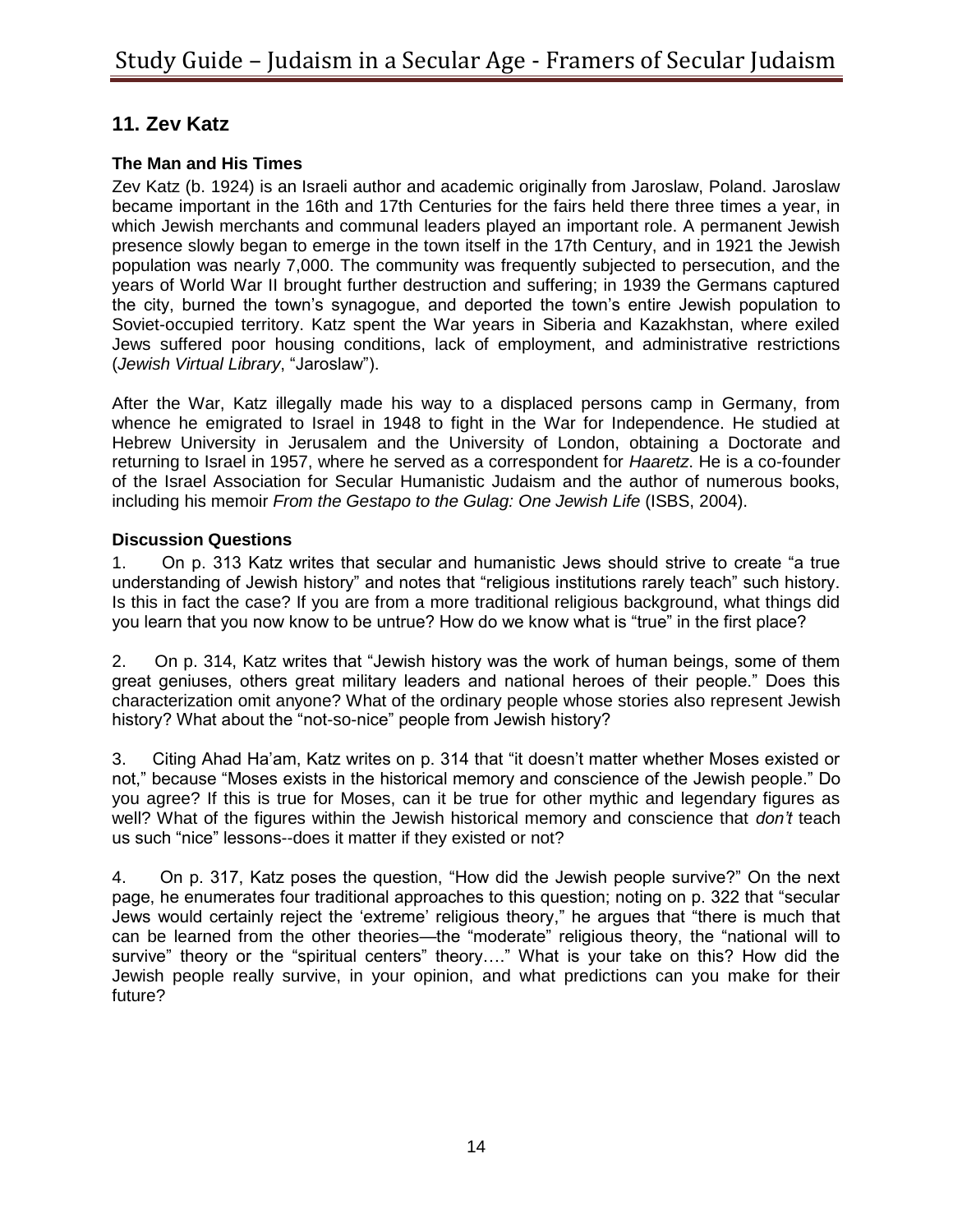## 11. Zev Katz

### The Man and His Times

Zev Katz (b. 1924) is an Israeli author and academic originally from Jaroslaw, Poland. Jaroslaw became important in the 16th and 17th Centuries for the fairs held there three times a year, in which Jewish merchants and communal leaders played an important role. A permanent Jewish presence slowly began to emerge in the town itself in the 17th Century, and in 1921 the Jewish population was nearly 7,000. The community was frequently subjected to persecution, and the years of World War II brought further destruction and suffering; in 1939 the Germans captured the city, burned the town's synagogue, and deported the town's entire Jewish population to Soviet-occupied territory. Katz spent the War years in Siberia and Kazakhstan, where exiled Jews suffered poor housing conditions, lack of employment, and administrative restrictions (*Jewish Virtual Library*, "Jaroslaw").

After the War, Katz illegally made his way to a displaced persons camp in Germany, from whence he emigrated to Israel in 1948 to fight in the War for Independence. He studied at Hebrew University in Jerusalem and the University of London, obtaining a Doctorate and returning to Israel in 1957, where he served as a correspondent for *Haaretz*. He is a co-founder of the Israel Association for Secular Humanistic Judaism and the author of numerous books, including his memoir *From the Gestapo to the Gulag: One Jewish Life* (ISBS, 2004).

### Discussion Questions

1. On p. 313 Katz writes that secular and humanistic Jews should strive to create "a true understanding of Jewish history" and notes that "religious institutions rarely teach" such history. Is this in fact the case? If you are from a more traditional religious background, what things did you learn that you now know to be untrue? How do we know what is "true" in the first place?

2. On p. 314, Katz writes that "Jewish history was the work of human beings, some of them great geniuses, others great military leaders and national heroes of their people." Does this characterization omit anyone? What of the ordinary people whose stories also represent Jewish history? What about the "not-so-nice" people from Jewish history?

3. Citing Ahad Ha'am, Katz writes on p. 314 that "it doesn't matter whether Moses existed or not," because "Moses exists in the historical memory and conscience of the Jewish people." Do you agree? If this is true for Moses, can it be true for other mythic and legendary figures as well? What of the figures within the Jewish historical memory and conscience that *don't* teach us such "nice" lessons--does it matter if they existed or not?

4. On p. 317, Katz poses the question, "How did the Jewish people survive?" On the next page, he enumerates four traditional approaches to this question; noting on p. 322 that "secular Jews would certainly reject the 'extreme' religious theory," he argues that "there is much that can be learned from the other theories—the "moderate" religious theory, the "national will to survive" theory or the "spiritual centers" theory…." What is your take on this? How did the Jewish people really survive, in your opinion, and what predictions can you make for their future?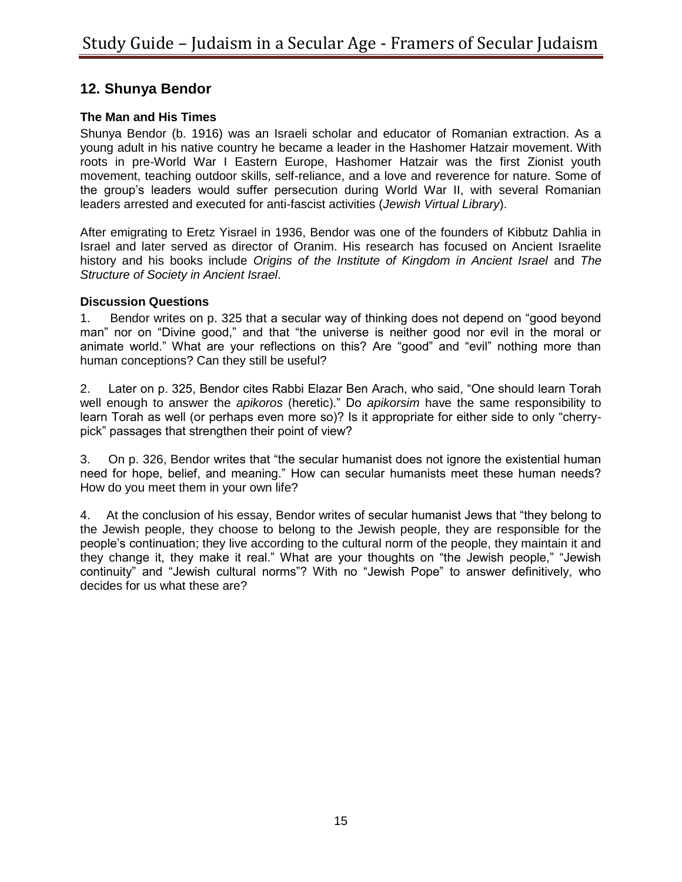## 12. Shunya Bendor

### The Man and His Times

Shunya Bendor (b. 1916) was an Israeli scholar and educator of Romanian extraction. As a young adult in his native country he became a leader in the Hashomer Hatzair movement. With roots in pre-World War I Eastern Europe, Hashomer Hatzair was the first Zionist youth movement, teaching outdoor skills, self-reliance, and a love and reverence for nature. Some of the group's leaders would suffer persecution during World War II, with several Romanian leaders arrested and executed for anti-fascist activities (*Jewish Virtual Library*).

After emigrating to Eretz Yisrael in 1936, Bendor was one of the founders of Kibbutz Dahlia in Israel and later served as director of Oranim. His research has focused on Ancient Israelite history and his books include *Origins of the Institute of Kingdom in Ancient Israel* and *The Structure of Society in Ancient Israel*.

### Discussion Questions

1. Bendor writes on p. 325 that a secular way of thinking does not depend on "good beyond man" nor on "Divine good," and that "the universe is neither good nor evil in the moral or animate world." What are your reflections on this? Are "good" and "evil" nothing more than human conceptions? Can they still be useful?

2. Later on p. 325, Bendor cites Rabbi Elazar Ben Arach, who said, "One should learn Torah well enough to answer the *apikoros* (heretic)." Do *apikorsim* have the same responsibility to learn Torah as well (or perhaps even more so)? Is it appropriate for either side to only "cherry-pick" passages that strengthen their point of view?

3. On p. 326, Bendor writes that "the secular humanist does not ignore the existential human need for hope, belief, and meaning." How can secular humanists meet these human needs? How do you meet them in your own life?

4. At the conclusion of his essay, Bendor writes of secular humanist Jews that "they belong to the Jewish people, they choose to belong to the Jewish people, they are responsible for the people's continuation; they live according to the cultural norm of the people, they maintain it and they change it, they make it real." What are your thoughts on "the Jewish people," "Jewish continuity" and "Jewish cultural norms"? With no "Jewish Pope" to answer definitively, who decides for us what these are?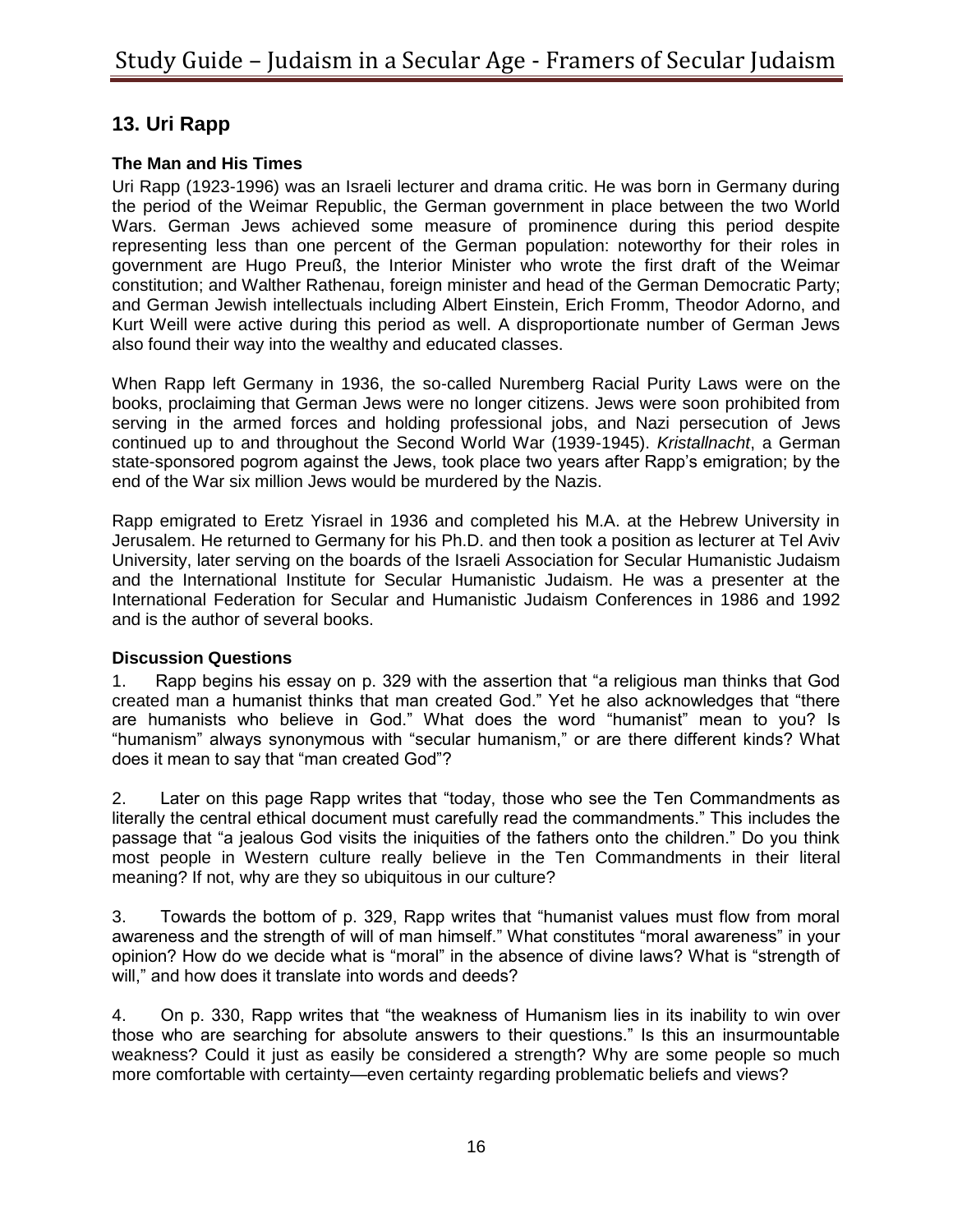## 13. Uri Rapp

### The Man and His Times

Uri Rapp (1923-1996) was an Israeli lecturer and drama critic. He was born in Germany during the period of the Weimar Republic, the German government in place between the two World Wars. German Jews achieved some measure of prominence during this period despite representing less than one percent of the German population: noteworthy for their roles in government are Hugo Preuß, the Interior Minister who wrote the first draft of the Weimar constitution; and Walther Rathenau, foreign minister and head of the German Democratic Party; and German Jewish intellectuals including Albert Einstein, Erich Fromm, Theodor Adorno, and Kurt Weill were active during this period as well. A disproportionate number of German Jews also found their way into the wealthy and educated classes.

When Rapp left Germany in 1936, the so-called Nuremberg Racial Purity Laws were on the books, proclaiming that German Jews were no longer citizens. Jews were soon prohibited from serving in the armed forces and holding professional jobs, and Nazi persecution of Jews continued up to and throughout the Second World War (1939-1945). *Kristallnacht*, a German state-sponsored pogrom against the Jews, took place two years after Rapp's emigration; by the end of the War six million Jews would be murdered by the Nazis.

Rapp emigrated to Eretz Yisrael in 1936 and completed his M.A. at the Hebrew University in Jerusalem. He returned to Germany for his Ph.D. and then took a position as lecturer at Tel Aviv University, later serving on the boards of the Israeli Association for Secular Humanistic Judaism and the International Institute for Secular Humanistic Judaism. He was a presenter at the International Federation for Secular and Humanistic Judaism Conferences in 1986 and 1992 and is the author of several books.

### Discussion Questions

1. Rapp begins his essay on p. 329 with the assertion that "a religious man thinks that God created man a humanist thinks that man created God." Yet he also acknowledges that "there are humanists who believe in God." What does the word "humanist" mean to you? Is "humanism" always synonymous with "secular humanism," or are there different kinds? What does it mean to say that "man created God"?

2. Later on this page Rapp writes that "today, those who see the Ten Commandments as literally the central ethical document must carefully read the commandments." This includes the passage that "a jealous God visits the iniquities of the fathers onto the children." Do you think most people in Western culture really believe in the Ten Commandments in their literal meaning? If not, why are they so ubiquitous in our culture?

3. Towards the bottom of p. 329, Rapp writes that "humanist values must flow from moral awareness and the strength of will of man himself." What constitutes "moral awareness" in your opinion? How do we decide what is "moral" in the absence of divine laws? What is "strength of will," and how does it translate into words and deeds?

4. On p. 330, Rapp writes that "the weakness of Humanism lies in its inability to win over those who are searching for absolute answers to their questions." Is this an insurmountable weakness? Could it just as easily be considered a strength? Why are some people so much more comfortable with certainty—even certainty regarding problematic beliefs and views?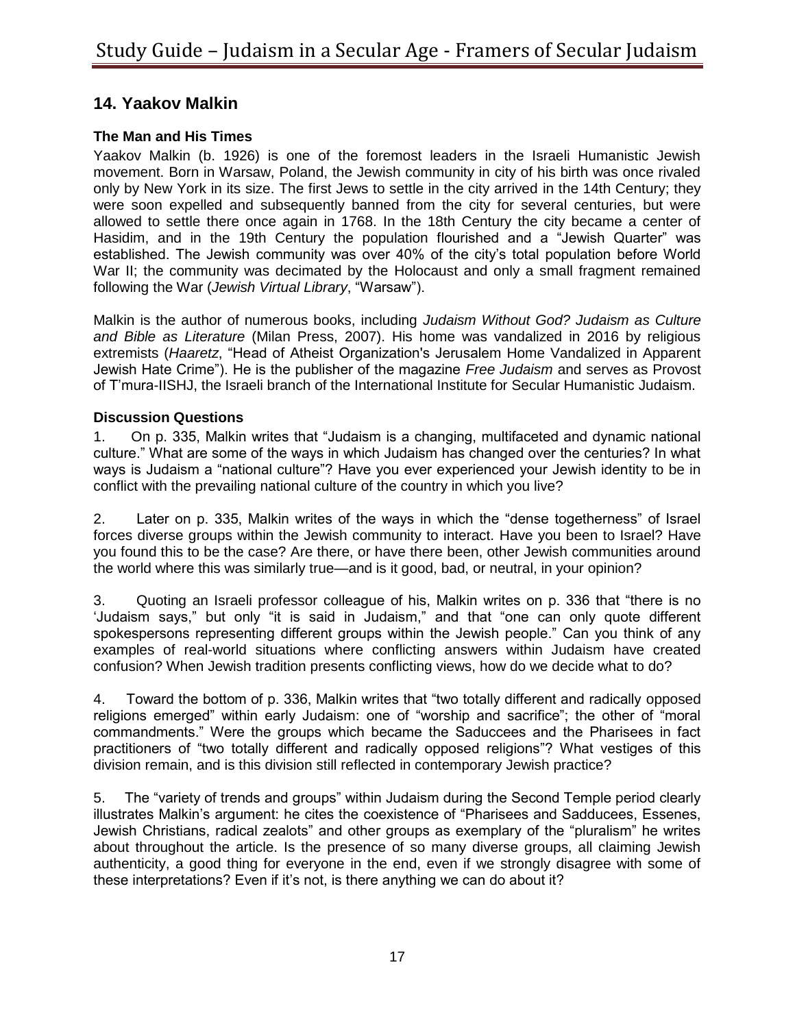## 14. Yaakov Malkin

### The Man and His Times

Yaakov Malkin (b. 1926) is one of the foremost leaders in the Israeli Humanistic Jewish movement. Born in Warsaw, Poland, the Jewish community in city of his birth was once rivaled only by New York in its size. The first Jews to settle in the city arrived in the 14th Century; they were soon expelled and subsequently banned from the city for several centuries, but were allowed to settle there once again in 1768. In the 18th Century the city became a center of Hasidim, and in the 19th Century the population flourished and a "Jewish Quarter" was established. The Jewish community was over 40% of the city's total population before World War II; the community was decimated by the Holocaust and only a small fragment remained following the War (*Jewish Virtual Library*, "Warsaw").

Malkin is the author of numerous books, including *Judaism Without God? Judaism as Culture and Bible as Literature* (Milan Press, 2007). His home was vandalized in 2016 by religious extremists (*Haaretz*, "Head of Atheist Organization's Jerusalem Home Vandalized in Apparent Jewish Hate Crime"). He is the publisher of the magazine *Free Judaism* and serves as Provost of T'mura-IISHJ, the Israeli branch of the International Institute for Secular Humanistic Judaism.

### Discussion Questions

1. On p. 335, Malkin writes that "Judaism is a changing, multifaceted and dynamic national culture." What are some of the ways in which Judaism has changed over the centuries? In what ways is Judaism a "national culture"? Have you ever experienced your Jewish identity to be in conflict with the prevailing national culture of the country in which you live?

2. Later on p. 335, Malkin writes of the ways in which the "dense togetherness" of Israel forces diverse groups within the Jewish community to interact. Have you been to Israel? Have you found this to be the case? Are there, or have there been, other Jewish communities around the world where this was similarly true—and is it good, bad, or neutral, in your opinion?

3. Quoting an Israeli professor colleague of his, Malkin writes on p. 336 that "there is no 'Judaism says,'' but only "it is said in Judaism," and that "one can only quote different spokespersons representing different groups within the Jewish people." Can you think of any examples of real-world situations where conflicting answers within Judaism have created confusion? When Jewish tradition presents conflicting views, how do we decide what to do?

4. Toward the bottom of p. 336, Malkin writes that "two totally different and radically opposed religions emerged" within early Judaism: one of "worship and sacrifice"; the other of "moral commandments." Were the groups which became the Saduccees and the Pharisees in fact practitioners of "two totally different and radically opposed religions"? What vestiges of this division remain, and is this division still reflected in contemporary Jewish practice?

5. The "variety of trends and groups" within Judaism during the Second Temple period clearly illustrates Malkin's argument: he cites the coexistence of "Pharisees and Sadducees, Essenes, Jewish Christians, radical zealots" and other groups as exemplary of the "pluralism" he writes about throughout the article. Is the presence of so many diverse groups, all claiming Jewish authenticity, a good thing for everyone in the end, even if we strongly disagree with some of these interpretations? Even if it's not, is there anything we can do about it?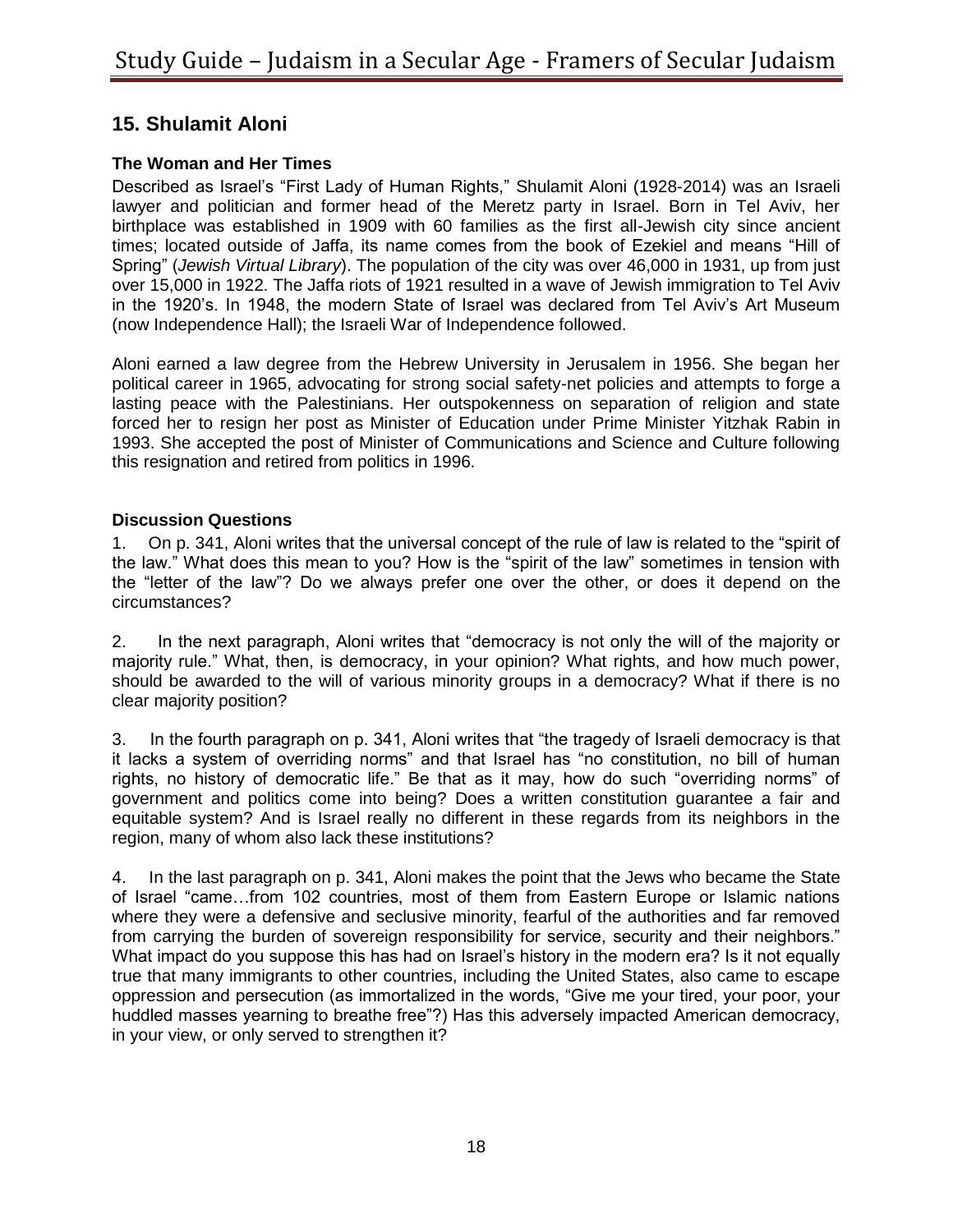## 15. Shulamit Aloni

### The Woman and Her Times

Described as Israel's "First Lady of Human Rights," Shulamit Aloni (1928-2014) was an Israeli lawyer and politician and former head of the Meretz party in Israel. Born in Tel Aviv, her birthplace was established in 1909 with 60 families as the first all-Jewish city since ancient times; located outside of Jaffa, its name comes from the book of Ezekiel and means "Hill of Spring" (*Jewish Virtual Library*). The population of the city was over 46,000 in 1931, up from just over 15,000 in 1922. The Jaffa riots of 1921 resulted in a wave of Jewish immigration to Tel Aviv in the 1920's. In 1948, the modern State of Israel was declared from Tel Aviv's Art Museum (now Independence Hall); the Israeli War of Independence followed.

Aloni earned a law degree from the Hebrew University in Jerusalem in 1956. She began her political career in 1965, advocating for strong social safety-net policies and attempts to forge a lasting peace with the Palestinians. Her outspokenness on separation of religion and state forced her to resign her post as Minister of Education under Prime Minister Yitzhak Rabin in 1993. She accepted the post of Minister of Communications and Science and Culture following this resignation and retired from politics in 1996.

### Discussion Questions

1. On p. 341, Aloni writes that the universal concept of the rule of law is related to the "spirit of the law." What does this mean to you? How is the "spirit of the law" sometimes in tension with the "letter of the law"? Do we always prefer one over the other, or does it depend on the circumstances?

2. In the next paragraph, Aloni writes that "democracy is not only the will of the majority or majority rule." What, then, is democracy, in your opinion? What rights, and how much power, should be awarded to the will of various minority groups in a democracy? What if there is no clear majority position?

3. In the fourth paragraph on p. 341, Aloni writes that "the tragedy of Israeli democracy is that it lacks a system of overriding norms" and that Israel has "no constitution, no bill of human rights, no history of democratic life." Be that as it may, how do such "overriding norms" of government and politics come into being? Does a written constitution guarantee a fair and equitable system? And is Israel really no different in these regards from its neighbors in the region, many of whom also lack these institutions?

4. In the last paragraph on p. 341, Aloni makes the point that the Jews who became the State of Israel "came…from 102 countries, most of them from Eastern Europe or Islamic nations where they were a defensive and seclusive minority, fearful of the authorities and far removed from carrying the burden of sovereign responsibility for service, security and their neighbors." What impact do you suppose this has had on Israel's history in the modern era? Is it not equally true that many immigrants to other countries, including the United States, also came to escape oppression and persecution (as immortalized in the words, "Give me your tired, your poor, your huddled masses yearning to breathe free"?) Has this adversely impacted American democracy, in your view, or only served to strengthen it?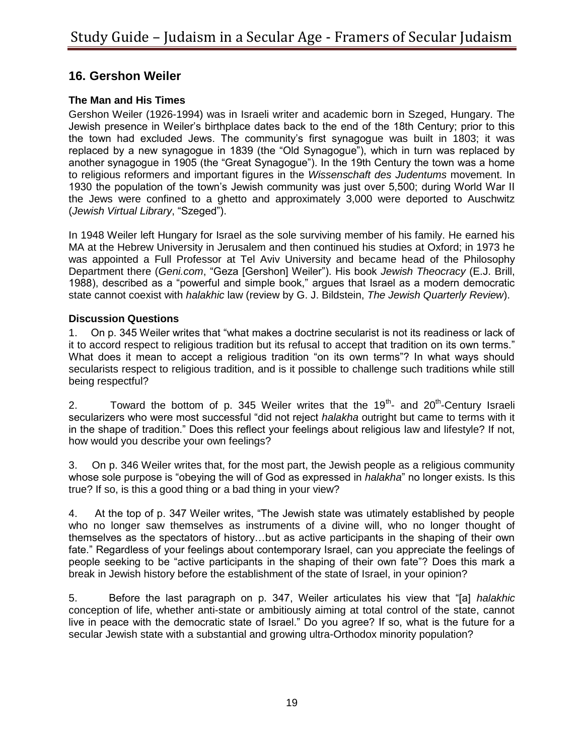## 16. Gershon Weiler

### The Man and His Times

Gershon Weiler (1926-1994) was in Israeli writer and academic born in Szeged, Hungary. The Jewish presence in Weiler's birthplace dates back to the end of the 18th Century; prior to this the town had excluded Jews. The community's first synagogue was built in 1803; it was replaced by a new synagogue in 1839 (the "Old Synagogue"), which in turn was replaced by another synagogue in 1905 (the "Great Synagogue"). In the 19th Century the town was a home to religious reformers and important figures in the *Wissenschaft des Judentums* movement. In 1930 the population of the town's Jewish community was just over 5,500; during World War II the Jews were confined to a ghetto and approximately 3,000 were deported to Auschwitz (*Jewish Virtual Library*, "Szeged").

In 1948 Weiler left Hungary for Israel as the sole surviving member of his family. He earned his MA at the Hebrew University in Jerusalem and then continued his studies at Oxford; in 1973 he was appointed a Full Professor at Tel Aviv University and became head of the Philosophy Department there (*Geni.com*, "Geza [Gershon] Weiler"). His book *Jewish Theocracy* (E.J. Brill, 1988), described as a "powerful and simple book," argues that Israel as a modern democratic state cannot coexist with *halakhic* law (review by G. J. Bildstein, *The Jewish Quarterly Review*).

### Discussion Questions

1. On p. 345 Weiler writes that "what makes a doctrine secularist is not its readiness or lack of it to accord respect to religious tradition but its refusal to accept that tradition on its own terms." What does it mean to accept a religious tradition "on its own terms"? In what ways should secularists respect to religious tradition, and is it possible to challenge such traditions while still being respectful?

2. Toward the bottom of p. 345 Weiler writes that the 19th- and 20th-Century Israeli secularizers who were most successful "did not reject *halakha* outright but came to terms with it in the shape of tradition." Does this reflect your feelings about religious law and lifestyle? If not, how would you describe your own feelings?

3. On p. 346 Weiler writes that, for the most part, the Jewish people as a religious community whose sole purpose is "obeying the will of God as expressed in *halakha*" no longer exists. Is this true? If so, is this a good thing or a bad thing in your view?

4. At the top of p. 347 Weiler writes, "The Jewish state was utimately established by people who no longer saw themselves as instruments of a divine will, who no longer thought of themselves as the spectators of history…but as active participants in the shaping of their own fate." Regardless of your feelings about contemporary Israel, can you appreciate the feelings of people seeking to be "active participants in the shaping of their own fate"? Does this mark a break in Jewish history before the establishment of the state of Israel, in your opinion?

5. Before the last paragraph on p. 347, Weiler articulates his view that "[a] *halakhic* conception of life, whether anti-state or ambitiously aiming at total control of the state, cannot live in peace with the democratic state of Israel." Do you agree? If so, what is the future for a secular Jewish state with a substantial and growing ultra-Orthodox minority population?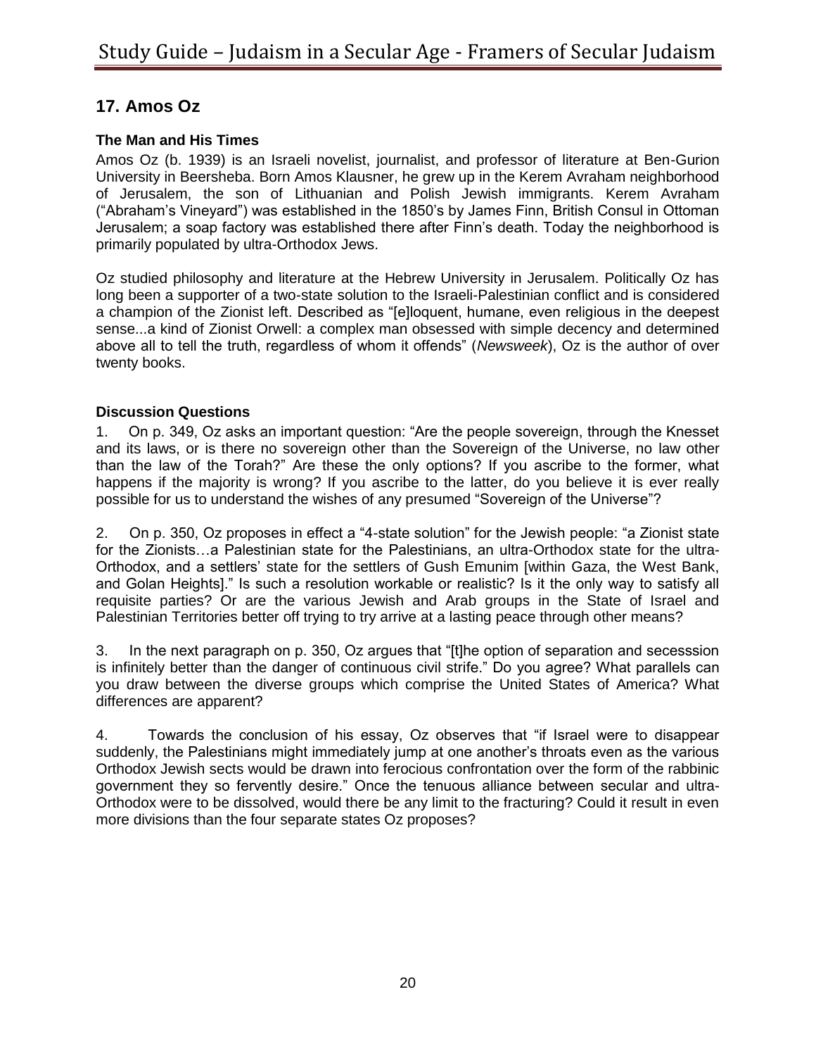## 17. Amos Oz

### The Man and His Times

Amos Oz (b. 1939) is an Israeli novelist, journalist, and professor of literature at Ben-Gurion University in Beersheba. Born Amos Klausner, he grew up in the Kerem Avraham neighborhood of Jerusalem, the son of Lithuanian and Polish Jewish immigrants. Kerem Avraham ("Abraham's Vineyard") was established in the 1850's by James Finn, British Consul in Ottoman Jerusalem; a soap factory was established there after Finn's death. Today the neighborhood is primarily populated by ultra-Orthodox Jews.

Oz studied philosophy and literature at the Hebrew University in Jerusalem. Politically Oz has long been a supporter of a two-state solution to the Israeli-Palestinian conflict and is considered a champion of the Zionist left. Described as "[e]loquent, humane, even religious in the deepest sense...a kind of Zionist Orwell: a complex man obsessed with simple decency and determined above all to tell the truth, regardless of whom it offends" (*Newsweek*), Oz is the author of over twenty books.

### Discussion Questions

1. On p. 349, Oz asks an important question: "Are the people sovereign, through the Knesset and its laws, or is there no sovereign other than the Sovereign of the Universe, no law other than the law of the Torah?" Are these the only options? If you ascribe to the former, what happens if the majority is wrong? If you ascribe to the latter, do you believe it is ever really possible for us to understand the wishes of any presumed "Sovereign of the Universe"?

2. On p. 350, Oz proposes in effect a "4-state solution" for the Jewish people: "a Zionist state for the Zionists…a Palestinian state for the Palestinians, an ultra-Orthodox state for the ultra-Orthodox, and a settlers' state for the settlers of Gush Emunim [within Gaza, the West Bank, and Golan Heights]." Is such a resolution workable or realistic? Is it the only way to satisfy all requisite parties? Or are the various Jewish and Arab groups in the State of Israel and Palestinian Territories better off trying to try arrive at a lasting peace through other means?

3. In the next paragraph on p. 350, Oz argues that "[t]he option of separation and secesssion is infinitely better than the danger of continuous civil strife." Do you agree? What parallels can you draw between the diverse groups which comprise the United States of America? What differences are apparent?

4. Towards the conclusion of his essay, Oz observes that "if Israel were to disappear suddenly, the Palestinians might immediately jump at one another's throats even as the various Orthodox Jewish sects would be drawn into ferocious confrontation over the form of the rabbinic government they so fervently desire." Once the tenuous alliance between secular and ultra-Orthodox were to be dissolved, would there be any limit to the fracturing? Could it result in even more divisions than the four separate states Oz proposes?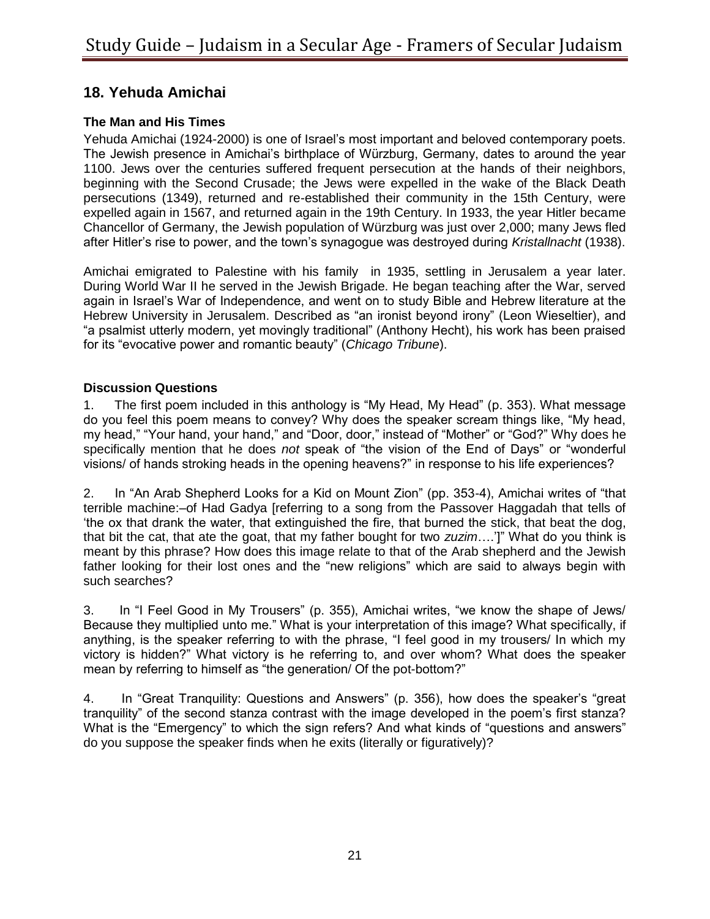## 18. Yehuda Amichai

### The Man and His Times

Yehuda Amichai (1924-2000) is one of Israel's most important and beloved contemporary poets. The Jewish presence in Amichai's birthplace of Würzburg, Germany, dates to around the year 1100. Jews over the centuries suffered frequent persecution at the hands of their neighbors, beginning with the Second Crusade; the Jews were expelled in the wake of the Black Death persecutions (1349), returned and re-established their community in the 15th Century, were expelled again in 1567, and returned again in the 19th Century. In 1933, the year Hitler became Chancellor of Germany, the Jewish population of Würzburg was just over 2,000; many Jews fled after Hitler's rise to power, and the town's synagogue was destroyed during *Kristallnacht* (1938).

Amichai emigrated to Palestine with his family in 1935, settling in Jerusalem a year later. During World War II he served in the Jewish Brigade. He began teaching after the War, served again in Israel's War of Independence, and went on to study Bible and Hebrew literature at the Hebrew University in Jerusalem. Described as "an ironist beyond irony" (Leon Wieseltier), and "a psalmist utterly modern, yet movingly traditional" (Anthony Hecht), his work has been praised for its "evocative power and romantic beauty" (*Chicago Tribune*).

### Discussion Questions

1. The first poem included in this anthology is "My Head, My Head" (p. 353). What message do you feel this poem means to convey? Why does the speaker scream things like, "My head, my head," "Your hand, your hand," and "Door, door," instead of "Mother" or "God?" Why does he specifically mention that he does *not* speak of "the vision of the End of Days" or "wonderful visions/ of hands stroking heads in the opening heavens?" in response to his life experiences?

2. In "An Arab Shepherd Looks for a Kid on Mount Zion" (pp. 353-4), Amichai writes of "that terrible machine:–of Had Gadya [referring to a song from the Passover Haggadah that tells of 'the ox that drank the water, that extinguished the fire, that burned the stick, that beat the dog, that bit the cat, that ate the goat, that my father bought for two *zuzim*….']" What do you think is meant by this phrase? How does this image relate to that of the Arab shepherd and the Jewish father looking for their lost ones and the "new religions" which are said to always begin with such searches?

3. In "I Feel Good in My Trousers" (p. 355), Amichai writes, "we know the shape of Jews/ Because they multiplied unto me." What is your interpretation of this image? What specifically, if anything, is the speaker referring to with the phrase, "I feel good in my trousers/ In which my victory is hidden?" What victory is he referring to, and over whom? What does the speaker mean by referring to himself as "the generation/ Of the pot-bottom?"

4. In "Great Tranquility: Questions and Answers" (p. 356), how does the speaker's "great tranquility" of the second stanza contrast with the image developed in the poem's first stanza? What is the "Emergency" to which the sign refers? And what kinds of "questions and answers" do you suppose the speaker finds when he exits (literally or figuratively)?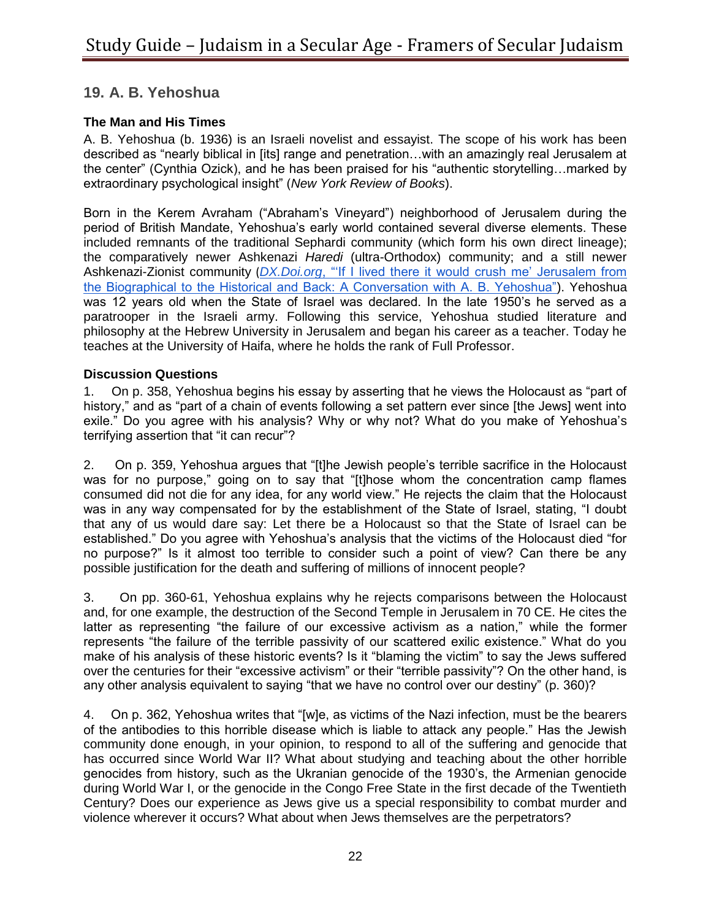## 19. A. B. Yehoshua

### The Man and His Times

A. B. Yehoshua (b. 1936) is an Israeli novelist and essayist. The scope of his work has been described as "nearly biblical in [its] range and penetration…with an amazingly real Jerusalem at the center" (Cynthia Ozick), and he has been praised for his "authentic storytelling…marked by extraordinary psychological insight" (*New York Review of Books*).

Born in the Kerem Avraham ("Abraham's Vineyard") neighborhood of Jerusalem during the period of British Mandate, Yehoshua's early world contained several diverse elements. These included remnants of the traditional Sephardi community (which form his own direct lineage); the comparatively newer Ashkenazi *Haredi* (ultra-Orthodox) community; and a still newer Ashkenazi-Zionist community (*DX.Doi.org*, "'If I lived there it would crush me' Jerusalem from the Biographical to the Historical and Back: A Conversation with A. B. Yehoshua"). Yehoshua was 12 years old when the State of Israel was declared. In the late 1950's he served as a paratrooper in the Israeli army. Following this service, Yehoshua studied literature and philosophy at the Hebrew University in Jerusalem and began his career as a teacher. Today he teaches at the University of Haifa, where he holds the rank of Full Professor.

### Discussion Questions

1. On p. 358, Yehoshua begins his essay by asserting that he views the Holocaust as "part of history," and as "part of a chain of events following a set pattern ever since [the Jews] went into exile." Do you agree with his analysis? Why or why not? What do you make of Yehoshua's terrifying assertion that "it can recur"?

2. On p. 359, Yehoshua argues that "[t]he Jewish people's terrible sacrifice in the Holocaust was for no purpose," going on to say that "[t]hose whom the concentration camp flames consumed did not die for any idea, for any world view." He rejects the claim that the Holocaust was in any way compensated for by the establishment of the State of Israel, stating, "I doubt that any of us would dare say: Let there be a Holocaust so that the State of Israel can be established." Do you agree with Yehoshua's analysis that the victims of the Holocaust died "for no purpose?" Is it almost too terrible to consider such a point of view? Can there be any possible justification for the death and suffering of millions of innocent people?

3. On pp. 360-61, Yehoshua explains why he rejects comparisons between the Holocaust and, for one example, the destruction of the Second Temple in Jerusalem in 70 CE. He cites the latter as representing "the failure of our excessive activism as a nation," while the former represents "the failure of the terrible passivity of our scattered exilic existence." What do you make of his analysis of these historic events? Is it "blaming the victim" to say the Jews suffered over the centuries for their "excessive activism" or their "terrible passivity"? On the other hand, is any other analysis equivalent to saying "that we have no control over our destiny" (p. 360)?

4. On p. 362, Yehoshua writes that "[w]e, as victims of the Nazi infection, must be the bearers of the antibodies to this horrible disease which is liable to attack any people." Has the Jewish community done enough, in your opinion, to respond to all of the suffering and genocide that has occurred since World War II? What about studying and teaching about the other horrible genocides from history, such as the Ukranian genocide of the 1930's, the Armenian genocide during World War I, or the genocide in the Congo Free State in the first decade of the Twentieth Century? Does our experience as Jews give us a special responsibility to combat murder and violence wherever it occurs? What about when Jews themselves are the perpetrators?